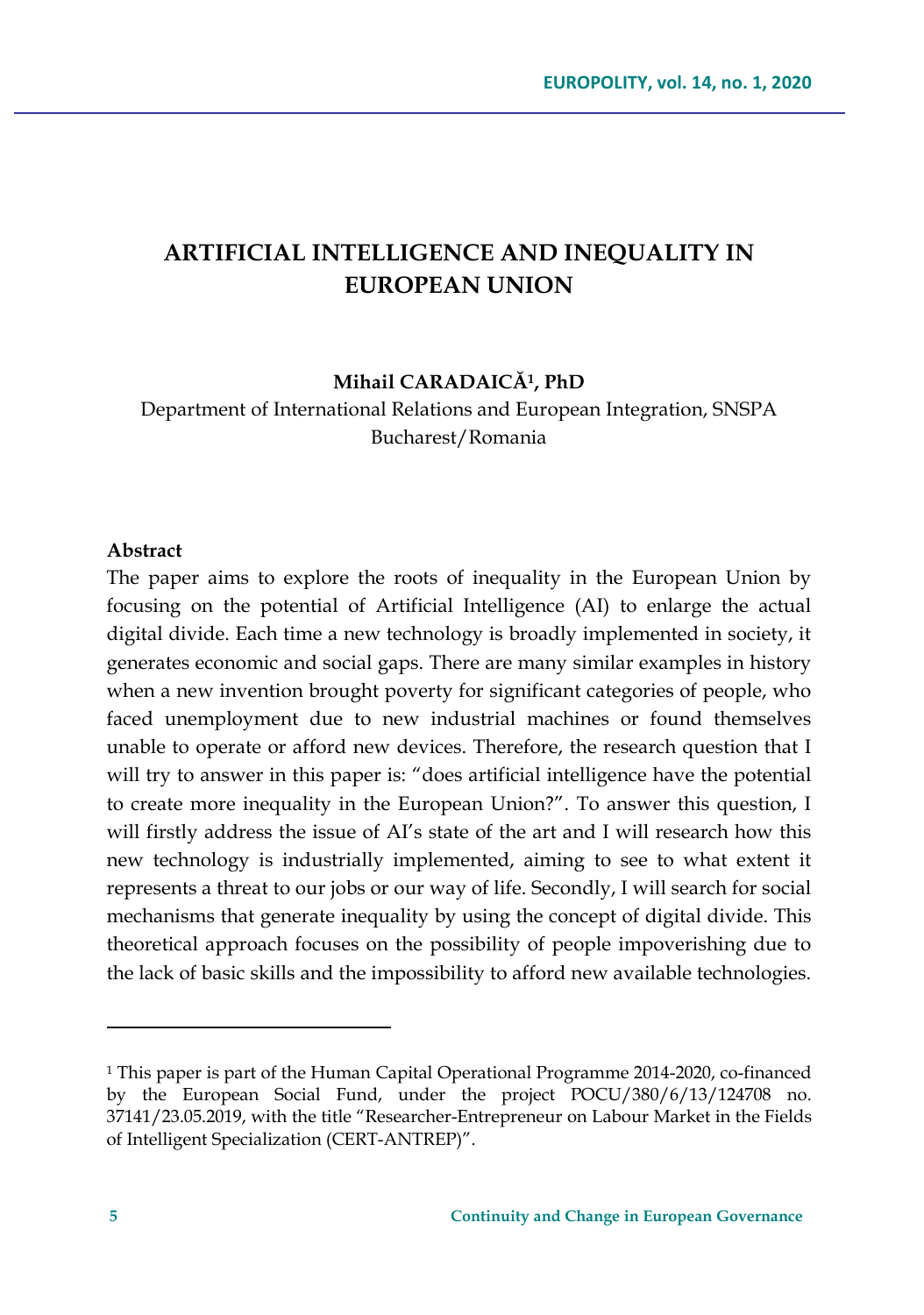# ARTIFICIAL INTELLIGENCE AND INEQUALITY IN EUROPEAN UNION

**Mihail CARADAICĂ[1], PhD**

Department of International Relations and European Integration, SNSPA
Bucharest/Romania

**Abstract**

The paper aims to explore the roots of inequality in the European Union by focusing on the potential of Artificial Intelligence (AI) to enlarge the actual digital divide. Each time a new technology is broadly implemented in society, it generates economic and social gaps. There are many similar examples in history when a new invention brought poverty for significant categories of people, who faced unemployment due to new industrial machines or found themselves unable to operate or afford new devices. Therefore, the research question that I will try to answer in this paper is: "does artificial intelligence have the potential to create more inequality in the European Union?". To answer this question, I will firstly address the issue of AI's state of the art and I will research how this new technology is industrially implemented, aiming to see to what extent it represents a threat to our jobs or our way of life. Secondly, I will search for social mechanisms that generate inequality by using the concept of digital divide. This theoretical approach focuses on the possibility of people impoverishing due to the lack of basic skills and the impossibility to afford new available technologies.

---

[1] This paper is part of the Human Capital Operational Programme 2014-2020, co-financed by the European Social Fund, under the project POCU/380/6/13/124708 no. 37141/23.05.2019, with the title "Researcher-Entrepreneur on Labour Market in the Fields of Intelligent Specialization (CERT-ANTREP)".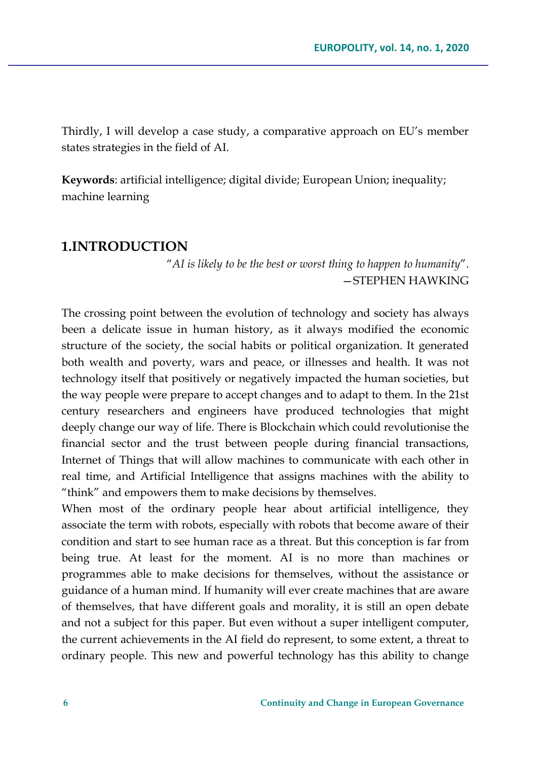Thirdly, I will develop a case study, a comparative approach on EU's member states strategies in the field of AI.

**Keywords**: artificial intelligence; digital divide; European Union; inequality; machine learning

## 1.INTRODUCTION

"*AI is likely to be the best or worst thing to happen to humanity*".
—STEPHEN HAWKING

The crossing point between the evolution of technology and society has always been a delicate issue in human history, as it always modified the economic structure of the society, the social habits or political organization. It generated both wealth and poverty, wars and peace, or illnesses and health. It was not technology itself that positively or negatively impacted the human societies, but the way people were prepare to accept changes and to adapt to them. In the 21st century researchers and engineers have produced technologies that might deeply change our way of life. There is Blockchain which could revolutionise the financial sector and the trust between people during financial transactions, Internet of Things that will allow machines to communicate with each other in real time, and Artificial Intelligence that assigns machines with the ability to "think" and empowers them to make decisions by themselves.

When most of the ordinary people hear about artificial intelligence, they associate the term with robots, especially with robots that become aware of their condition and start to see human race as a threat. But this conception is far from being true. At least for the moment. AI is no more than machines or programmes able to make decisions for themselves, without the assistance or guidance of a human mind. If humanity will ever create machines that are aware of themselves, that have different goals and morality, it is still an open debate and not a subject for this paper. But even without a super intelligent computer, the current achievements in the AI field do represent, to some extent, a threat to ordinary people. This new and powerful technology has this ability to change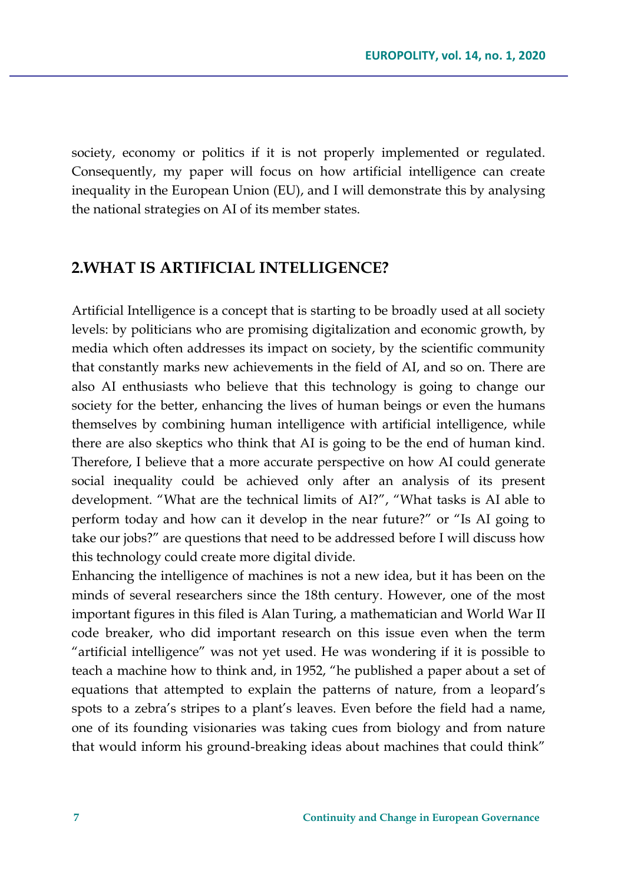society, economy or politics if it is not properly implemented or regulated. Consequently, my paper will focus on how artificial intelligence can create inequality in the European Union (EU), and I will demonstrate this by analysing the national strategies on AI of its member states.

## 2.WHAT IS ARTIFICIAL INTELLIGENCE?

Artificial Intelligence is a concept that is starting to be broadly used at all society levels: by politicians who are promising digitalization and economic growth, by media which often addresses its impact on society, by the scientific community that constantly marks new achievements in the field of AI, and so on. There are also AI enthusiasts who believe that this technology is going to change our society for the better, enhancing the lives of human beings or even the humans themselves by combining human intelligence with artificial intelligence, while there are also skeptics who think that AI is going to be the end of human kind. Therefore, I believe that a more accurate perspective on how AI could generate social inequality could be achieved only after an analysis of its present development. "What are the technical limits of AI?", "What tasks is AI able to perform today and how can it develop in the near future?" or "Is AI going to take our jobs?" are questions that need to be addressed before I will discuss how this technology could create more digital divide.

Enhancing the intelligence of machines is not a new idea, but it has been on the minds of several researchers since the 18th century. However, one of the most important figures in this filed is Alan Turing, a mathematician and World War II code breaker, who did important research on this issue even when the term "artificial intelligence" was not yet used. He was wondering if it is possible to teach a machine how to think and, in 1952, "he published a paper about a set of equations that attempted to explain the patterns of nature, from a leopard's spots to a zebra's stripes to a plant's leaves. Even before the field had a name, one of its founding visionaries was taking cues from biology and from nature that would inform his ground-breaking ideas about machines that could think"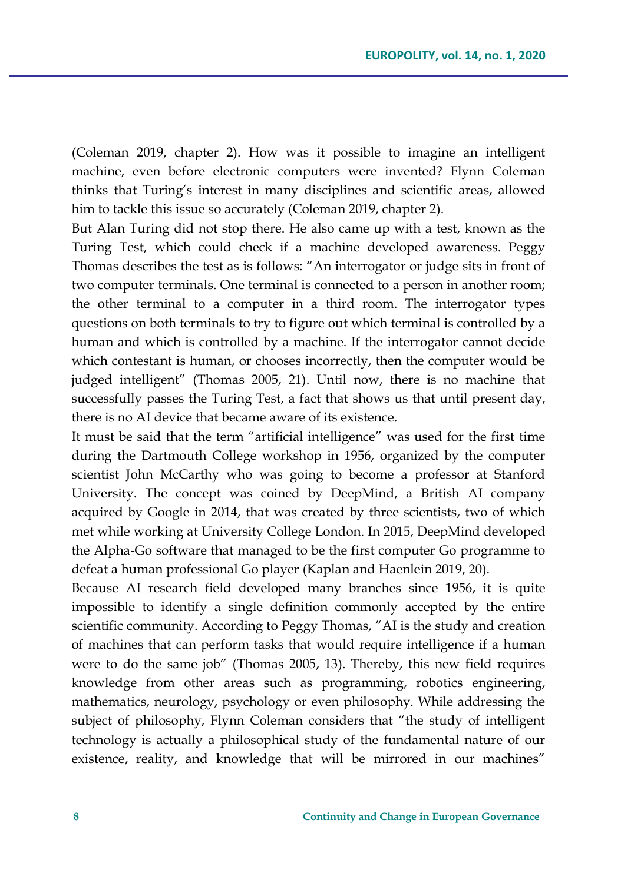(Coleman 2019, chapter 2). How was it possible to imagine an intelligent machine, even before electronic computers were invented? Flynn Coleman thinks that Turing's interest in many disciplines and scientific areas, allowed him to tackle this issue so accurately (Coleman 2019, chapter 2).

But Alan Turing did not stop there. He also came up with a test, known as the Turing Test, which could check if a machine developed awareness. Peggy Thomas describes the test as is follows: "An interrogator or judge sits in front of two computer terminals. One terminal is connected to a person in another room; the other terminal to a computer in a third room. The interrogator types questions on both terminals to try to figure out which terminal is controlled by a human and which is controlled by a machine. If the interrogator cannot decide which contestant is human, or chooses incorrectly, then the computer would be judged intelligent" (Thomas 2005, 21). Until now, there is no machine that successfully passes the Turing Test, a fact that shows us that until present day, there is no AI device that became aware of its existence.

It must be said that the term "artificial intelligence" was used for the first time during the Dartmouth College workshop in 1956, organized by the computer scientist John McCarthy who was going to become a professor at Stanford University. The concept was coined by DeepMind, a British AI company acquired by Google in 2014, that was created by three scientists, two of which met while working at University College London. In 2015, DeepMind developed the Alpha-Go software that managed to be the first computer Go programme to defeat a human professional Go player (Kaplan and Haenlein 2019, 20).

Because AI research field developed many branches since 1956, it is quite impossible to identify a single definition commonly accepted by the entire scientific community. According to Peggy Thomas, "AI is the study and creation of machines that can perform tasks that would require intelligence if a human were to do the same job" (Thomas 2005, 13). Thereby, this new field requires knowledge from other areas such as programming, robotics engineering, mathematics, neurology, psychology or even philosophy. While addressing the subject of philosophy, Flynn Coleman considers that "the study of intelligent technology is actually a philosophical study of the fundamental nature of our existence, reality, and knowledge that will be mirrored in our machines"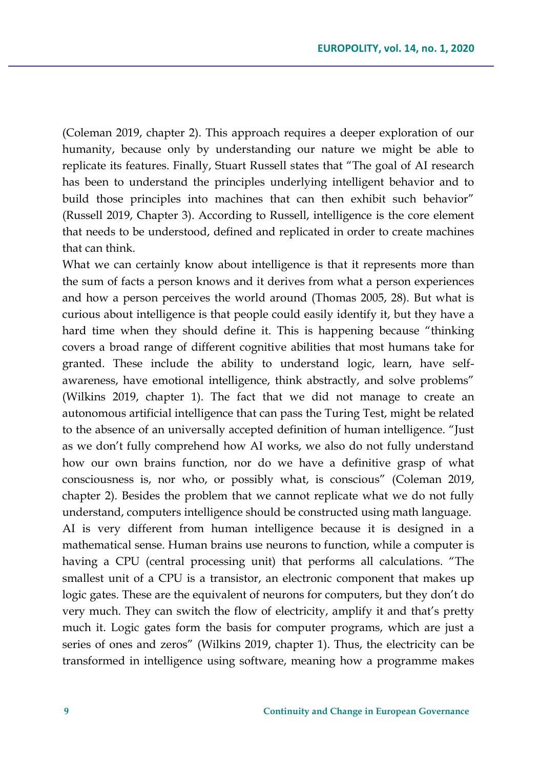(Coleman 2019, chapter 2). This approach requires a deeper exploration of our humanity, because only by understanding our nature we might be able to replicate its features. Finally, Stuart Russell states that "The goal of AI research has been to understand the principles underlying intelligent behavior and to build those principles into machines that can then exhibit such behavior" (Russell 2019, Chapter 3). According to Russell, intelligence is the core element that needs to be understood, defined and replicated in order to create machines that can think.

What we can certainly know about intelligence is that it represents more than the sum of facts a person knows and it derives from what a person experiences and how a person perceives the world around (Thomas 2005, 28). But what is curious about intelligence is that people could easily identify it, but they have a hard time when they should define it. This is happening because "thinking covers a broad range of different cognitive abilities that most humans take for granted. These include the ability to understand logic, learn, have self-awareness, have emotional intelligence, think abstractly, and solve problems" (Wilkins 2019, chapter 1). The fact that we did not manage to create an autonomous artificial intelligence that can pass the Turing Test, might be related to the absence of an universally accepted definition of human intelligence. "Just as we don't fully comprehend how AI works, we also do not fully understand how our own brains function, nor do we have a definitive grasp of what consciousness is, nor who, or possibly what, is conscious" (Coleman 2019, chapter 2). Besides the problem that we cannot replicate what we do not fully understand, computers intelligence should be constructed using math language.

AI is very different from human intelligence because it is designed in a mathematical sense. Human brains use neurons to function, while a computer is having a CPU (central processing unit) that performs all calculations. "The smallest unit of a CPU is a transistor, an electronic component that makes up logic gates. These are the equivalent of neurons for computers, but they don't do very much. They can switch the flow of electricity, amplify it and that's pretty much it. Logic gates form the basis for computer programs, which are just a series of ones and zeros" (Wilkins 2019, chapter 1). Thus, the electricity can be transformed in intelligence using software, meaning how a programme makes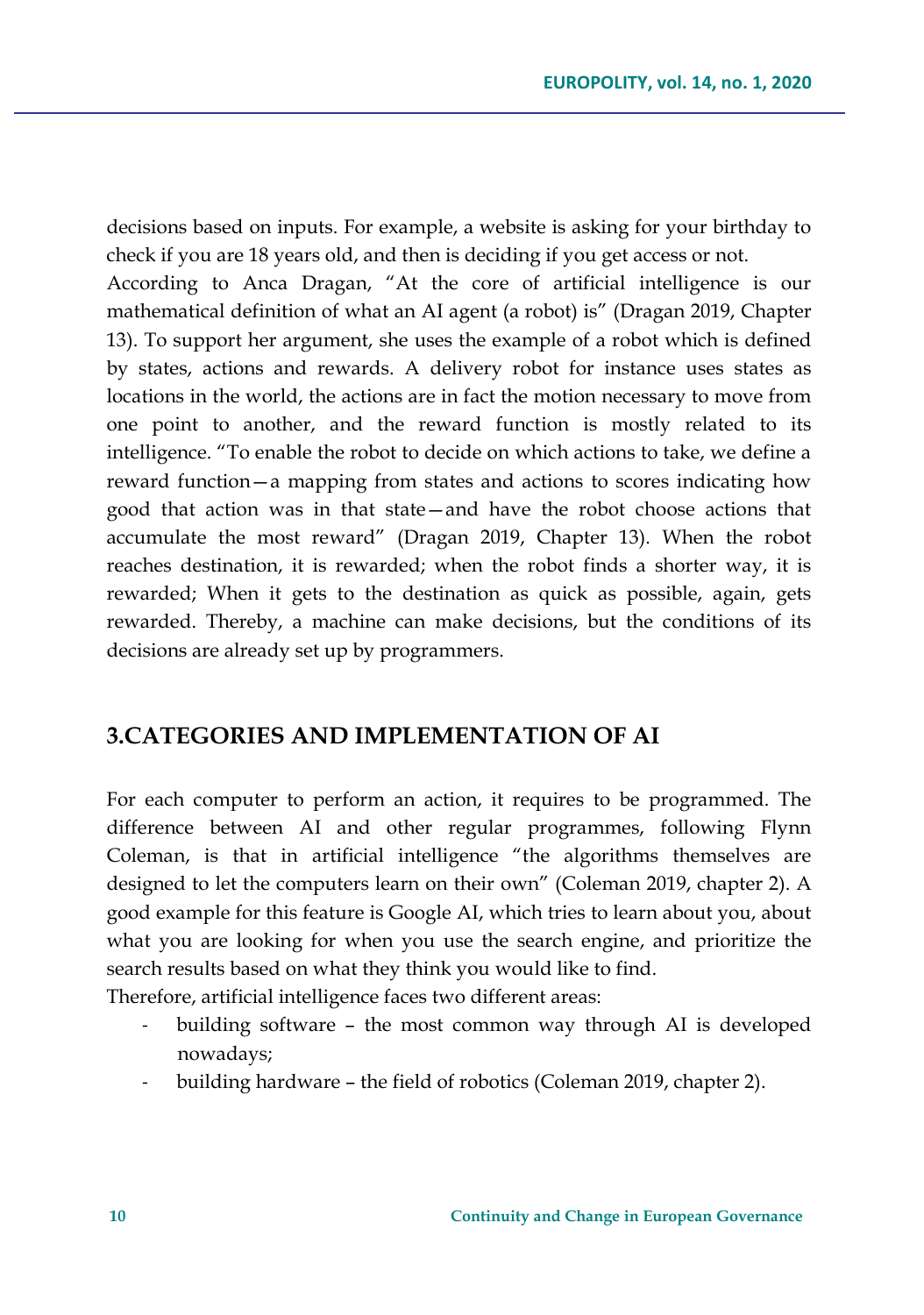decisions based on inputs. For example, a website is asking for your birthday to check if you are 18 years old, and then is deciding if you get access or not.

According to Anca Dragan, "At the core of artificial intelligence is our mathematical definition of what an AI agent (a robot) is" (Dragan 2019, Chapter 13). To support her argument, she uses the example of a robot which is defined by states, actions and rewards. A delivery robot for instance uses states as locations in the world, the actions are in fact the motion necessary to move from one point to another, and the reward function is mostly related to its intelligence. "To enable the robot to decide on which actions to take, we define a reward function—a mapping from states and actions to scores indicating how good that action was in that state—and have the robot choose actions that accumulate the most reward" (Dragan 2019, Chapter 13). When the robot reaches destination, it is rewarded; when the robot finds a shorter way, it is rewarded; When it gets to the destination as quick as possible, again, gets rewarded. Thereby, a machine can make decisions, but the conditions of its decisions are already set up by programmers.

## 3.CATEGORIES AND IMPLEMENTATION OF AI

For each computer to perform an action, it requires to be programmed. The difference between AI and other regular programmes, following Flynn Coleman, is that in artificial intelligence "the algorithms themselves are designed to let the computers learn on their own" (Coleman 2019, chapter 2). A good example for this feature is Google AI, which tries to learn about you, about what you are looking for when you use the search engine, and prioritize the search results based on what they think you would like to find.

Therefore, artificial intelligence faces two different areas:

- building software – the most common way through AI is developed nowadays;
- building hardware – the field of robotics (Coleman 2019, chapter 2).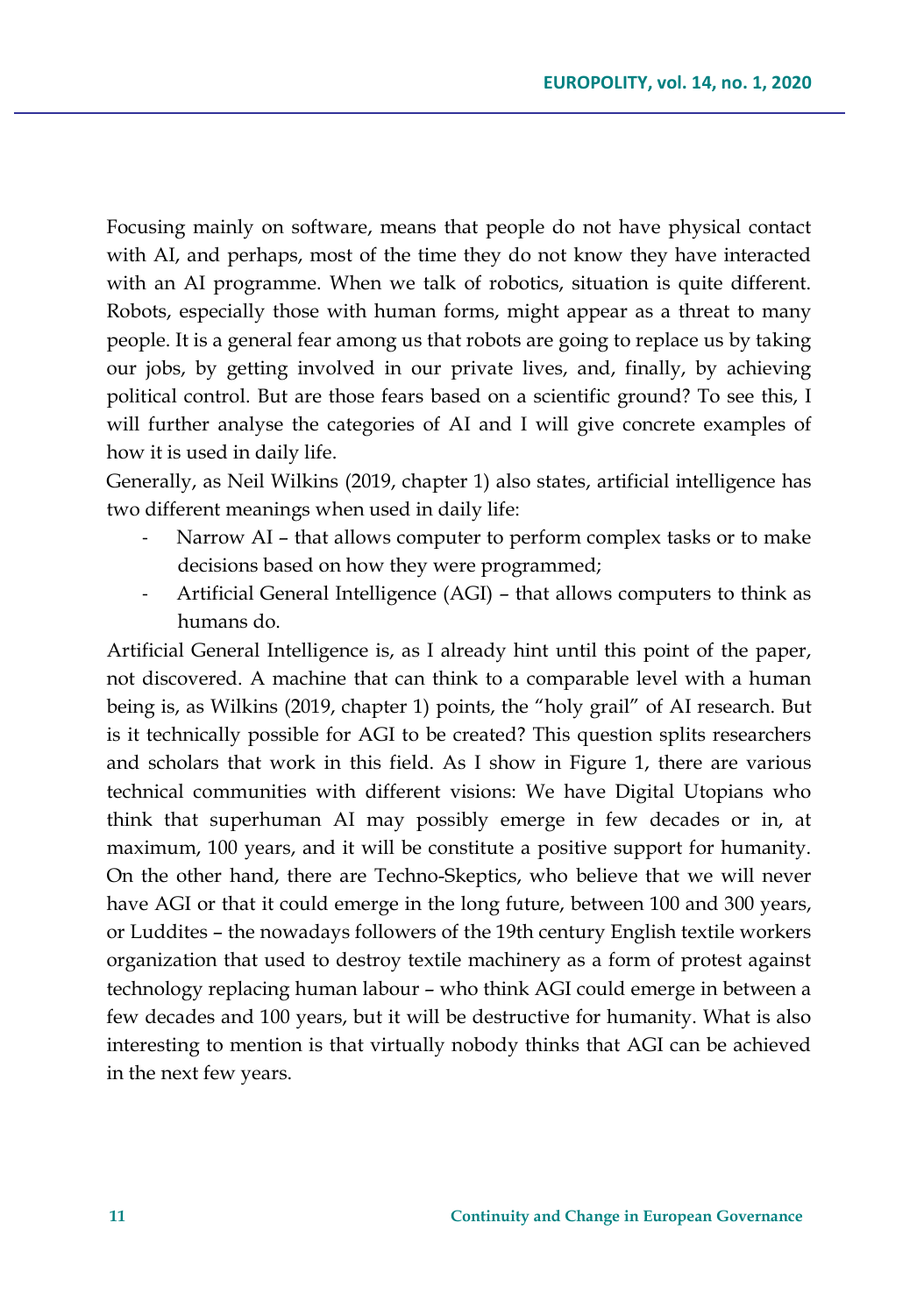Focusing mainly on software, means that people do not have physical contact with AI, and perhaps, most of the time they do not know they have interacted with an AI programme. When we talk of robotics, situation is quite different. Robots, especially those with human forms, might appear as a threat to many people. It is a general fear among us that robots are going to replace us by taking our jobs, by getting involved in our private lives, and, finally, by achieving political control. But are those fears based on a scientific ground? To see this, I will further analyse the categories of AI and I will give concrete examples of how it is used in daily life.

Generally, as Neil Wilkins (2019, chapter 1) also states, artificial intelligence has two different meanings when used in daily life:

- Narrow AI – that allows computer to perform complex tasks or to make decisions based on how they were programmed;
- Artificial General Intelligence (AGI) – that allows computers to think as humans do.

Artificial General Intelligence is, as I already hint until this point of the paper, not discovered. A machine that can think to a comparable level with a human being is, as Wilkins (2019, chapter 1) points, the "holy grail" of AI research. But is it technically possible for AGI to be created? This question splits researchers and scholars that work in this field. As I show in Figure 1, there are various technical communities with different visions: We have Digital Utopians who think that superhuman AI may possibly emerge in few decades or in, at maximum, 100 years, and it will be constitute a positive support for humanity. On the other hand, there are Techno-Skeptics, who believe that we will never have AGI or that it could emerge in the long future, between 100 and 300 years, or Luddites – the nowadays followers of the 19th century English textile workers organization that used to destroy textile machinery as a form of protest against technology replacing human labour – who think AGI could emerge in between a few decades and 100 years, but it will be destructive for humanity. What is also interesting to mention is that virtually nobody thinks that AGI can be achieved in the next few years.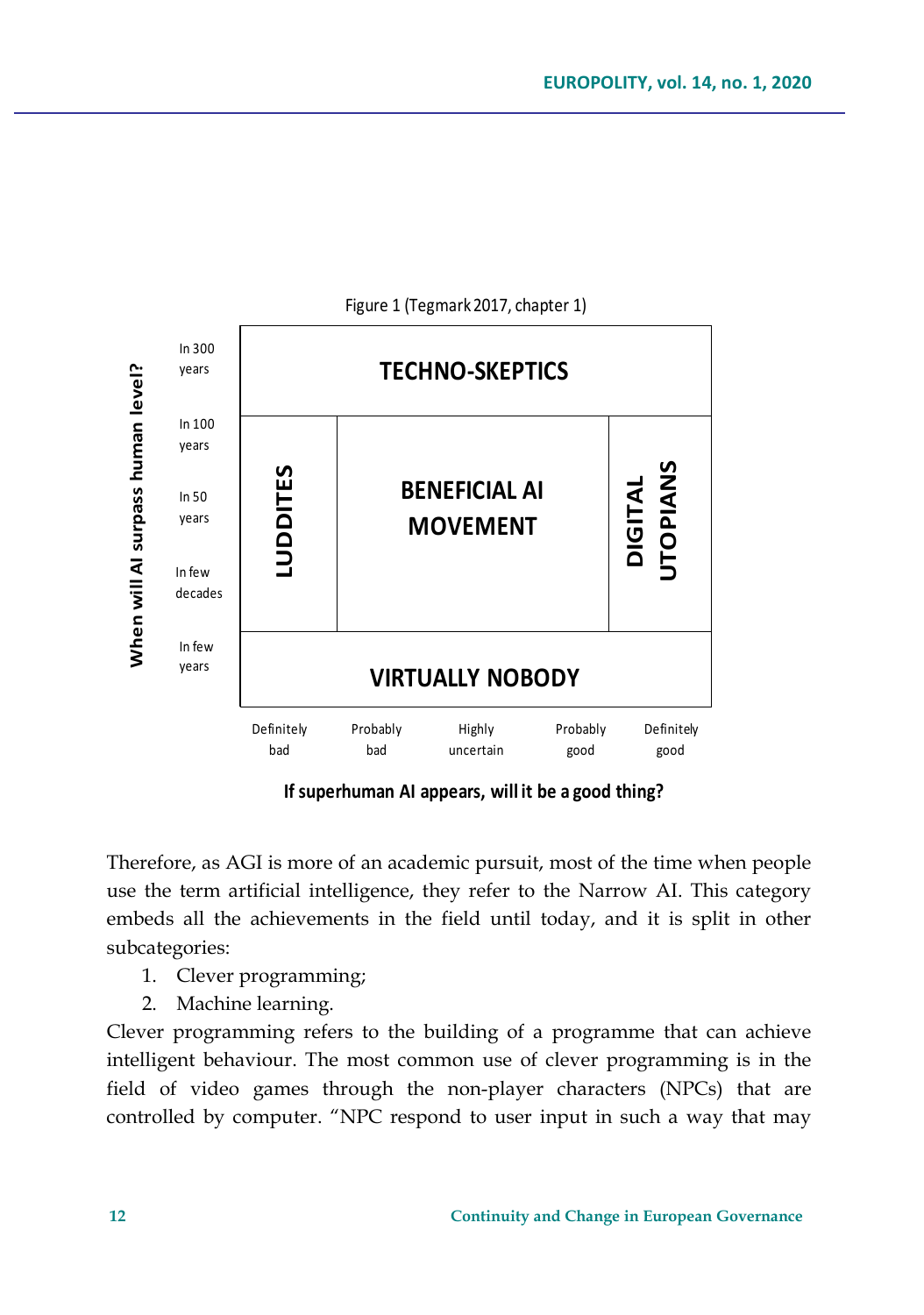Figure 1 (Tegmark 2017, chapter 1)

When will AI surpass human level?

In 300 years

In 100 years

In 50 years

In few decades

In few years

TECHNO-SKEPTICS

LUDDITES

BENEFICIAL AI MOVEMENT

DIGITAL UTOPIANS

VIRTUALLY NOBODY

Definitely bad

Probably bad

Highly uncertain

Probably good

Definitely good

If superhuman AI appears, will it be a good thing?

Therefore, as AGI is more of an academic pursuit, most of the time when people use the term artificial intelligence, they refer to the Narrow AI. This category embeds all the achievements in the field until today, and it is split in other subcategories:

1. Clever programming;
2. Machine learning.

Clever programming refers to the building of a programme that can achieve intelligent behaviour. The most common use of clever programming is in the field of video games through the non-player characters (NPCs) that are controlled by computer. "NPC respond to user input in such a way that may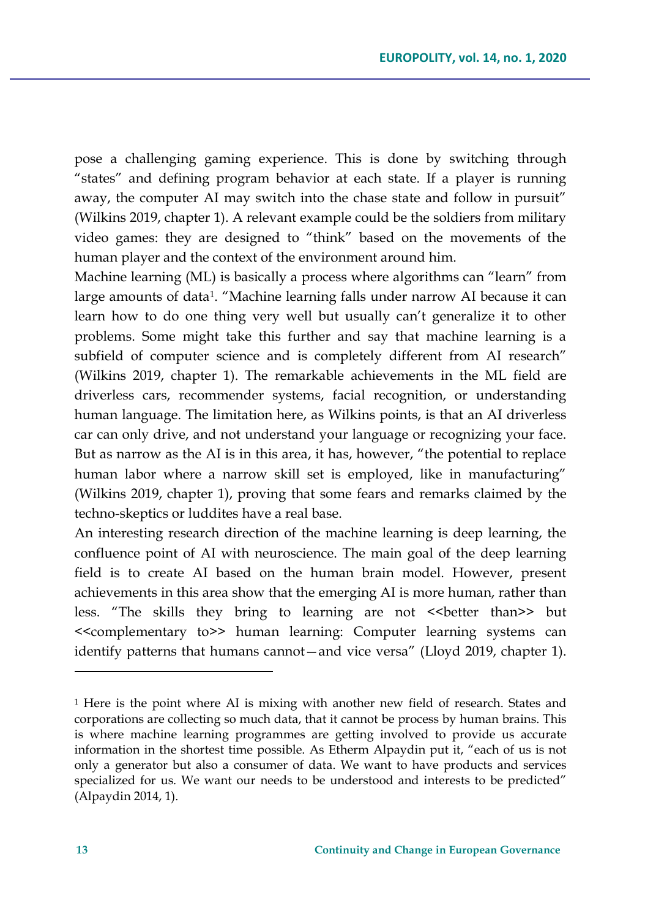pose a challenging gaming experience. This is done by switching through "states" and defining program behavior at each state. If a player is running away, the computer AI may switch into the chase state and follow in pursuit" (Wilkins 2019, chapter 1). A relevant example could be the soldiers from military video games: they are designed to "think" based on the movements of the human player and the context of the environment around him.

Machine learning (ML) is basically a process where algorithms can "learn" from large amounts of data[1]. "Machine learning falls under narrow AI because it can learn how to do one thing very well but usually can't generalize it to other problems. Some might take this further and say that machine learning is a subfield of computer science and is completely different from AI research" (Wilkins 2019, chapter 1). The remarkable achievements in the ML field are driverless cars, recommender systems, facial recognition, or understanding human language. The limitation here, as Wilkins points, is that an AI driverless car can only drive, and not understand your language or recognizing your face. But as narrow as the AI is in this area, it has, however, "the potential to replace human labor where a narrow skill set is employed, like in manufacturing" (Wilkins 2019, chapter 1), proving that some fears and remarks claimed by the techno-skeptics or luddites have a real base.

An interesting research direction of the machine learning is deep learning, the confluence point of AI with neuroscience. The main goal of the deep learning field is to create AI based on the human brain model. However, present achievements in this area show that the emerging AI is more human, rather than less. "The skills they bring to learning are not <<better than>> but <<complementary to>> human learning: Computer learning systems can identify patterns that humans cannot—and vice versa" (Lloyd 2019, chapter 1).

[1] Here is the point where AI is mixing with another new field of research. States and corporations are collecting so much data, that it cannot be process by human brains. This is where machine learning programmes are getting involved to provide us accurate information in the shortest time possible. As Etherm Alpaydin put it, "each of us is not only a generator but also a consumer of data. We want to have products and services specialized for us. We want our needs to be understood and interests to be predicted" (Alpaydin 2014, 1).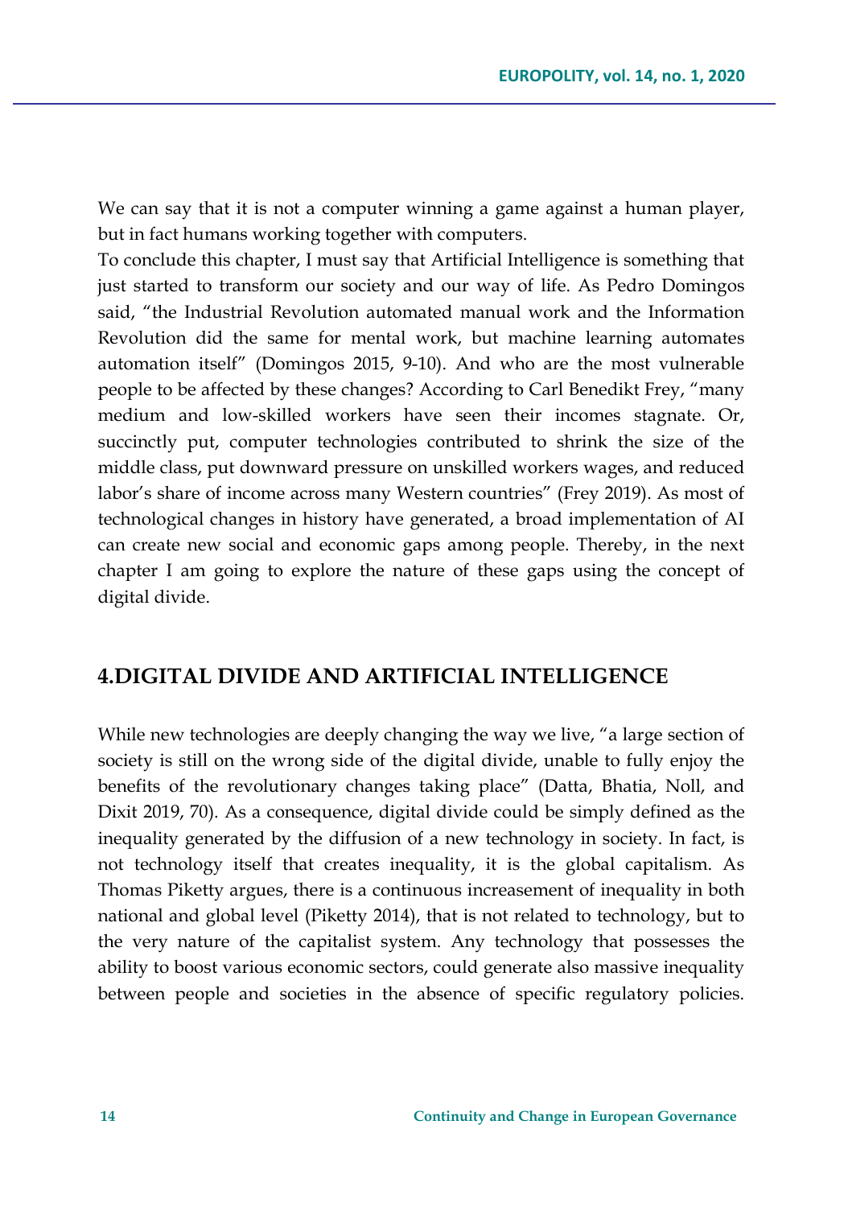We can say that it is not a computer winning a game against a human player, but in fact humans working together with computers.

To conclude this chapter, I must say that Artificial Intelligence is something that just started to transform our society and our way of life. As Pedro Domingos said, “the Industrial Revolution automated manual work and the Information Revolution did the same for mental work, but machine learning automates automation itself” (Domingos 2015, 9-10). And who are the most vulnerable people to be affected by these changes? According to Carl Benedikt Frey, “many medium and low-skilled workers have seen their incomes stagnate. Or, succinctly put, computer technologies contributed to shrink the size of the middle class, put downward pressure on unskilled workers wages, and reduced labor’s share of income across many Western countries” (Frey 2019). As most of technological changes in history have generated, a broad implementation of AI can create new social and economic gaps among people. Thereby, in the next chapter I am going to explore the nature of these gaps using the concept of digital divide.

## 4.DIGITAL DIVIDE AND ARTIFICIAL INTELLIGENCE

While new technologies are deeply changing the way we live, “a large section of society is still on the wrong side of the digital divide, unable to fully enjoy the benefits of the revolutionary changes taking place” (Datta, Bhatia, Noll, and Dixit 2019, 70). As a consequence, digital divide could be simply defined as the inequality generated by the diffusion of a new technology in society. In fact, is not technology itself that creates inequality, it is the global capitalism. As Thomas Piketty argues, there is a continuous increasement of inequality in both national and global level (Piketty 2014), that is not related to technology, but to the very nature of the capitalist system. Any technology that possesses the ability to boost various economic sectors, could generate also massive inequality between people and societies in the absence of specific regulatory policies.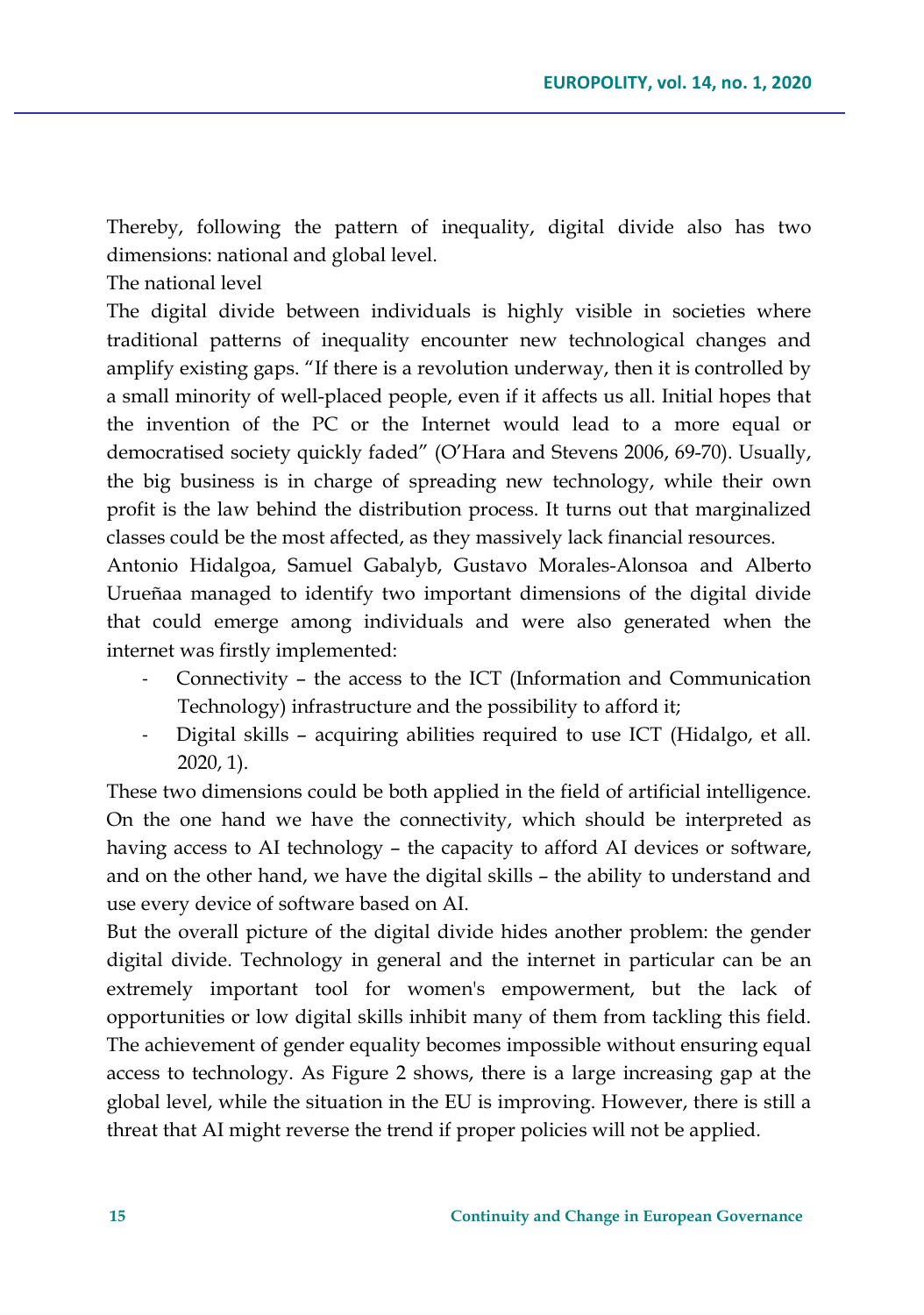Thereby, following the pattern of inequality, digital divide also has two dimensions: national and global level.

The national level

The digital divide between individuals is highly visible in societies where traditional patterns of inequality encounter new technological changes and amplify existing gaps. "If there is a revolution underway, then it is controlled by a small minority of well-placed people, even if it affects us all. Initial hopes that the invention of the PC or the Internet would lead to a more equal or democratised society quickly faded" (O'Hara and Stevens 2006, 69-70). Usually, the big business is in charge of spreading new technology, while their own profit is the law behind the distribution process. It turns out that marginalized classes could be the most affected, as they massively lack financial resources.

Antonio Hidalgoa, Samuel Gabalyb, Gustavo Morales-Alonsoa and Alberto Urueñaa managed to identify two important dimensions of the digital divide that could emerge among individuals and were also generated when the internet was firstly implemented:

- Connectivity – the access to the ICT (Information and Communication Technology) infrastructure and the possibility to afford it;
- Digital skills – acquiring abilities required to use ICT (Hidalgo, et all. 2020, 1).

These two dimensions could be both applied in the field of artificial intelligence. On the one hand we have the connectivity, which should be interpreted as having access to AI technology – the capacity to afford AI devices or software, and on the other hand, we have the digital skills – the ability to understand and use every device of software based on AI.

But the overall picture of the digital divide hides another problem: the gender digital divide. Technology in general and the internet in particular can be an extremely important tool for women's empowerment, but the lack of opportunities or low digital skills inhibit many of them from tackling this field. The achievement of gender equality becomes impossible without ensuring equal access to technology. As Figure 2 shows, there is a large increasing gap at the global level, while the situation in the EU is improving. However, there is still a threat that AI might reverse the trend if proper policies will not be applied.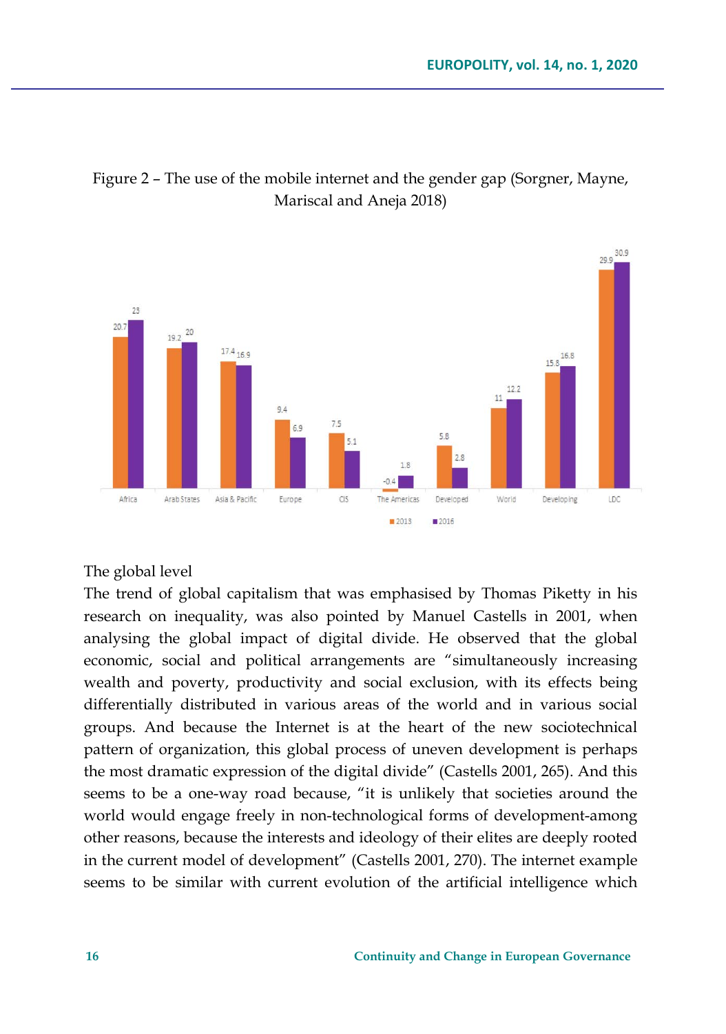Figure 2 – The use of the mobile internet and the gender gap (Sorgner, Mayne, Mariscal and Aneja 2018)

20.7 23
19.2 20
17.4 16.9
9.4 6.9
7.5 5.1
-0.4 1.8
5.8 2.8
11 12.2
15.8 16.8
29.9 30.9

Africa, Arab States, Asia & Pacific, Europe, CIS, The Americas, Developed, World, Developing, LDC

2013 2016

The global level

The trend of global capitalism that was emphasised by Thomas Piketty in his research on inequality, was also pointed by Manuel Castells in 2001, when analysing the global impact of digital divide. He observed that the global economic, social and political arrangements are "simultaneously increasing wealth and poverty, productivity and social exclusion, with its effects being differentially distributed in various areas of the world and in various social groups. And because the Internet is at the heart of the new sociotechnical pattern of organization, this global process of uneven development is perhaps the most dramatic expression of the digital divide" (Castells 2001, 265). And this seems to be a one-way road because, "it is unlikely that societies around the world would engage freely in non-technological forms of development-among other reasons, because the interests and ideology of their elites are deeply rooted in the current model of development" (Castells 2001, 270). The internet example seems to be similar with current evolution of the artificial intelligence which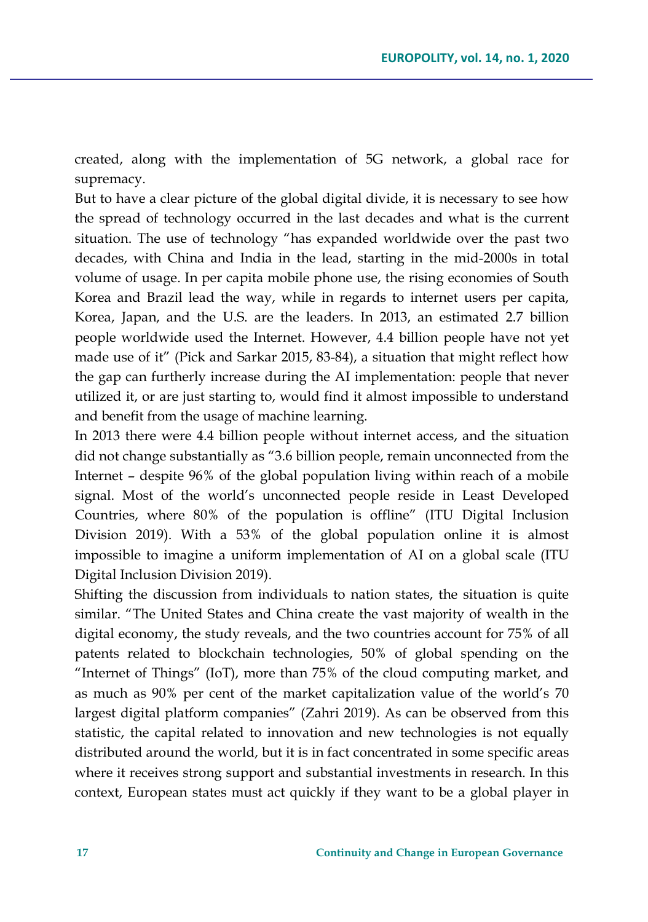created, along with the implementation of 5G network, a global race for supremacy.

But to have a clear picture of the global digital divide, it is necessary to see how the spread of technology occurred in the last decades and what is the current situation. The use of technology "has expanded worldwide over the past two decades, with China and India in the lead, starting in the mid-2000s in total volume of usage. In per capita mobile phone use, the rising economies of South Korea and Brazil lead the way, while in regards to internet users per capita, Korea, Japan, and the U.S. are the leaders. In 2013, an estimated 2.7 billion people worldwide used the Internet. However, 4.4 billion people have not yet made use of it" (Pick and Sarkar 2015, 83-84), a situation that might reflect how the gap can furtherly increase during the AI implementation: people that never utilized it, or are just starting to, would find it almost impossible to understand and benefit from the usage of machine learning.

In 2013 there were 4.4 billion people without internet access, and the situation did not change substantially as "3.6 billion people, remain unconnected from the Internet – despite 96% of the global population living within reach of a mobile signal. Most of the world's unconnected people reside in Least Developed Countries, where 80% of the population is offline" (ITU Digital Inclusion Division 2019). With a 53% of the global population online it is almost impossible to imagine a uniform implementation of AI on a global scale (ITU Digital Inclusion Division 2019).

Shifting the discussion from individuals to nation states, the situation is quite similar. "The United States and China create the vast majority of wealth in the digital economy, the study reveals, and the two countries account for 75% of all patents related to blockchain technologies, 50% of global spending on the "Internet of Things" (IoT), more than 75% of the cloud computing market, and as much as 90% per cent of the market capitalization value of the world's 70 largest digital platform companies" (Zahri 2019). As can be observed from this statistic, the capital related to innovation and new technologies is not equally distributed around the world, but it is in fact concentrated in some specific areas where it receives strong support and substantial investments in research. In this context, European states must act quickly if they want to be a global player in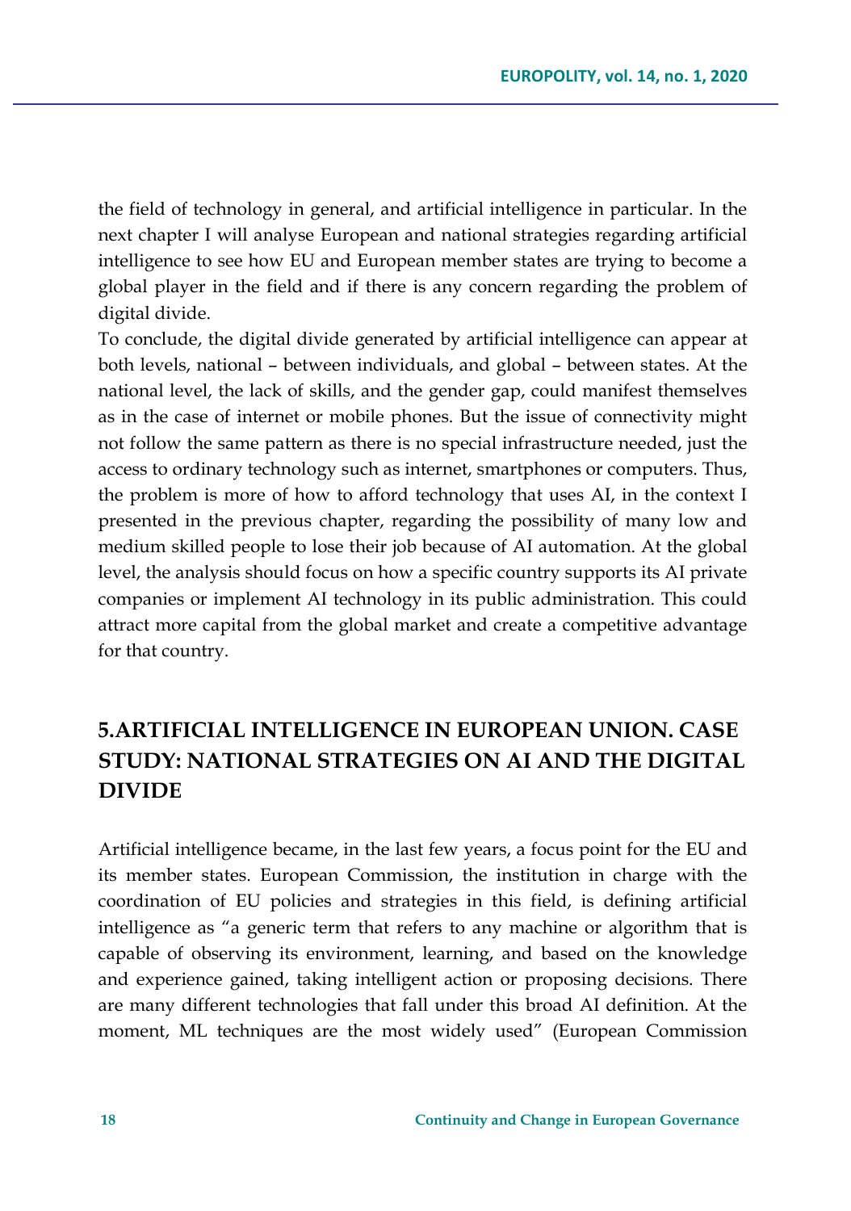the field of technology in general, and artificial intelligence in particular. In the next chapter I will analyse European and national strategies regarding artificial intelligence to see how EU and European member states are trying to become a global player in the field and if there is any concern regarding the problem of digital divide.

To conclude, the digital divide generated by artificial intelligence can appear at both levels, national – between individuals, and global – between states. At the national level, the lack of skills, and the gender gap, could manifest themselves as in the case of internet or mobile phones. But the issue of connectivity might not follow the same pattern as there is no special infrastructure needed, just the access to ordinary technology such as internet, smartphones or computers. Thus, the problem is more of how to afford technology that uses AI, in the context I presented in the previous chapter, regarding the possibility of many low and medium skilled people to lose their job because of AI automation. At the global level, the analysis should focus on how a specific country supports its AI private companies or implement AI technology in its public administration. This could attract more capital from the global market and create a competitive advantage for that country.

## 5.ARTIFICIAL INTELLIGENCE IN EUROPEAN UNION. CASE STUDY: NATIONAL STRATEGIES ON AI AND THE DIGITAL DIVIDE

Artificial intelligence became, in the last few years, a focus point for the EU and its member states. European Commission, the institution in charge with the coordination of EU policies and strategies in this field, is defining artificial intelligence as "a generic term that refers to any machine or algorithm that is capable of observing its environment, learning, and based on the knowledge and experience gained, taking intelligent action or proposing decisions. There are many different technologies that fall under this broad AI definition. At the moment, ML techniques are the most widely used" (European Commission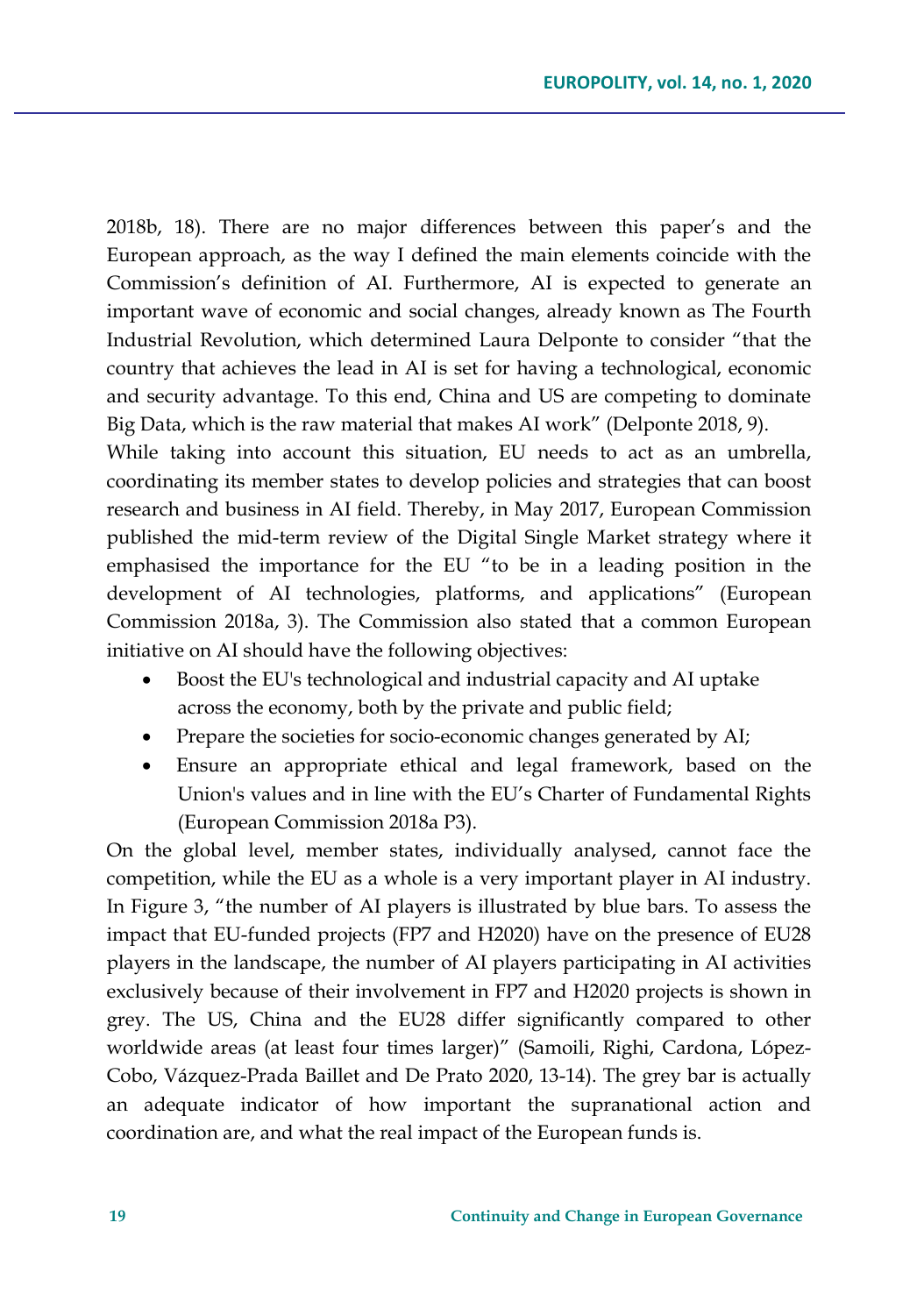2018b, 18). There are no major differences between this paper's and the European approach, as the way I defined the main elements coincide with the Commission's definition of AI. Furthermore, AI is expected to generate an important wave of economic and social changes, already known as The Fourth Industrial Revolution, which determined Laura Delponte to consider "that the country that achieves the lead in AI is set for having a technological, economic and security advantage. To this end, China and US are competing to dominate Big Data, which is the raw material that makes AI work" (Delponte 2018, 9).

While taking into account this situation, EU needs to act as an umbrella, coordinating its member states to develop policies and strategies that can boost research and business in AI field. Thereby, in May 2017, European Commission published the mid-term review of the Digital Single Market strategy where it emphasised the importance for the EU "to be in a leading position in the development of AI technologies, platforms, and applications" (European Commission 2018a, 3). The Commission also stated that a common European initiative on AI should have the following objectives:

- Boost the EU's technological and industrial capacity and AI uptake across the economy, both by the private and public field;
- Prepare the societies for socio-economic changes generated by AI;
- Ensure an appropriate ethical and legal framework, based on the Union's values and in line with the EU's Charter of Fundamental Rights (European Commission 2018a P3).

On the global level, member states, individually analysed, cannot face the competition, while the EU as a whole is a very important player in AI industry. In Figure 3, "the number of AI players is illustrated by blue bars. To assess the impact that EU-funded projects (FP7 and H2020) have on the presence of EU28 players in the landscape, the number of AI players participating in AI activities exclusively because of their involvement in FP7 and H2020 projects is shown in grey. The US, China and the EU28 differ significantly compared to other worldwide areas (at least four times larger)" (Samoili, Righi, Cardona, López-Cobo, Vázquez-Prada Baillet and De Prato 2020, 13-14). The grey bar is actually an adequate indicator of how important the supranational action and coordination are, and what the real impact of the European funds is.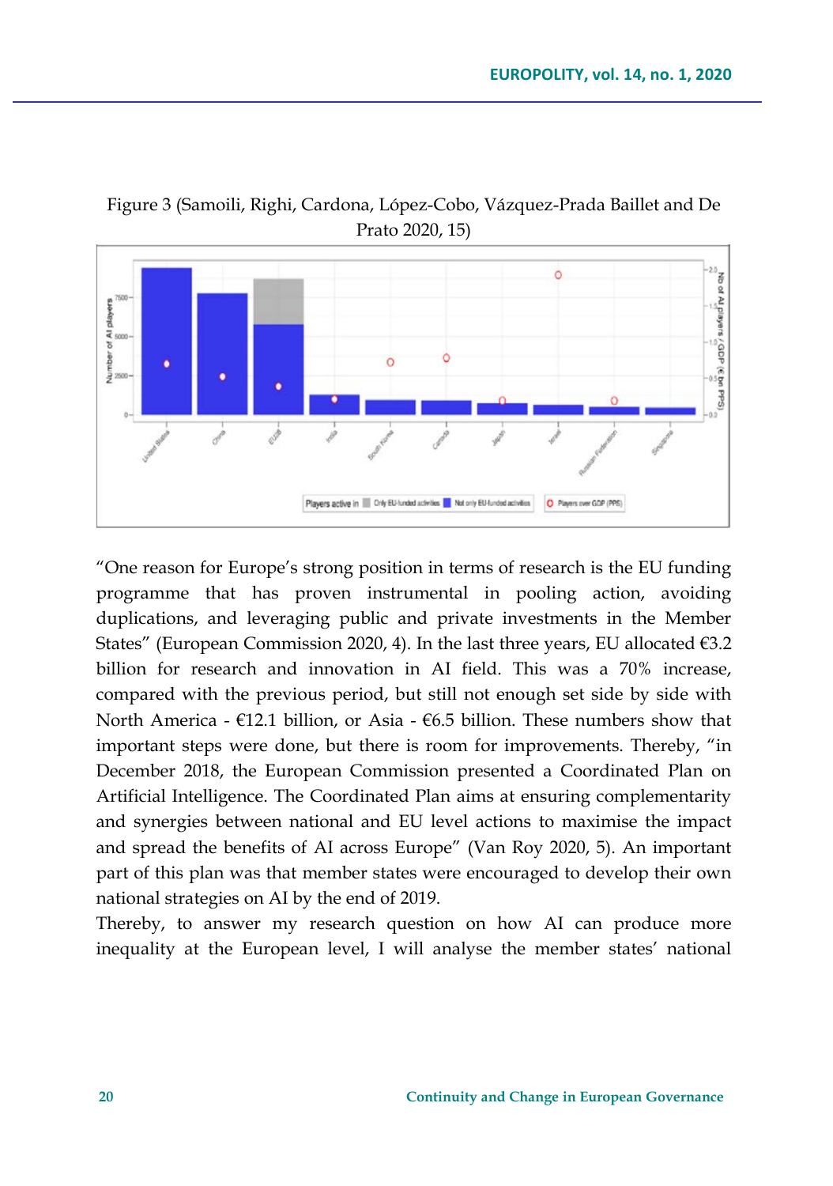Figure 3 (Samoili, Righi, Cardona, López-Cobo, Vázquez-Prada Baillet and De Prato 2020, 15)

Number of AI players

7500
5000
2500
0

Nb of AI players / GDP (€ bn PPS)

2.0
1.5
1.0
0.5
0.0

United States
China
EU28
India
South Korea
Canada
Japan
Israel
Russian Federation
Singapore

Players active in: Only EU-funded activities; Not only EU-funded activities

Players over GDP (PPS)

"One reason for Europe's strong position in terms of research is the EU funding programme that has proven instrumental in pooling action, avoiding duplications, and leveraging public and private investments in the Member States" (European Commission 2020, 4). In the last three years, EU allocated €3.2 billion for research and innovation in AI field. This was a 70% increase, compared with the previous period, but still not enough set side by side with North America - €12.1 billion, or Asia - €6.5 billion. These numbers show that important steps were done, but there is room for improvements. Thereby, "in December 2018, the European Commission presented a Coordinated Plan on Artificial Intelligence. The Coordinated Plan aims at ensuring complementarity and synergies between national and EU level actions to maximise the impact and spread the benefits of AI across Europe" (Van Roy 2020, 5). An important part of this plan was that member states were encouraged to develop their own national strategies on AI by the end of 2019.

Thereby, to answer my research question on how AI can produce more inequality at the European level, I will analyse the member states' national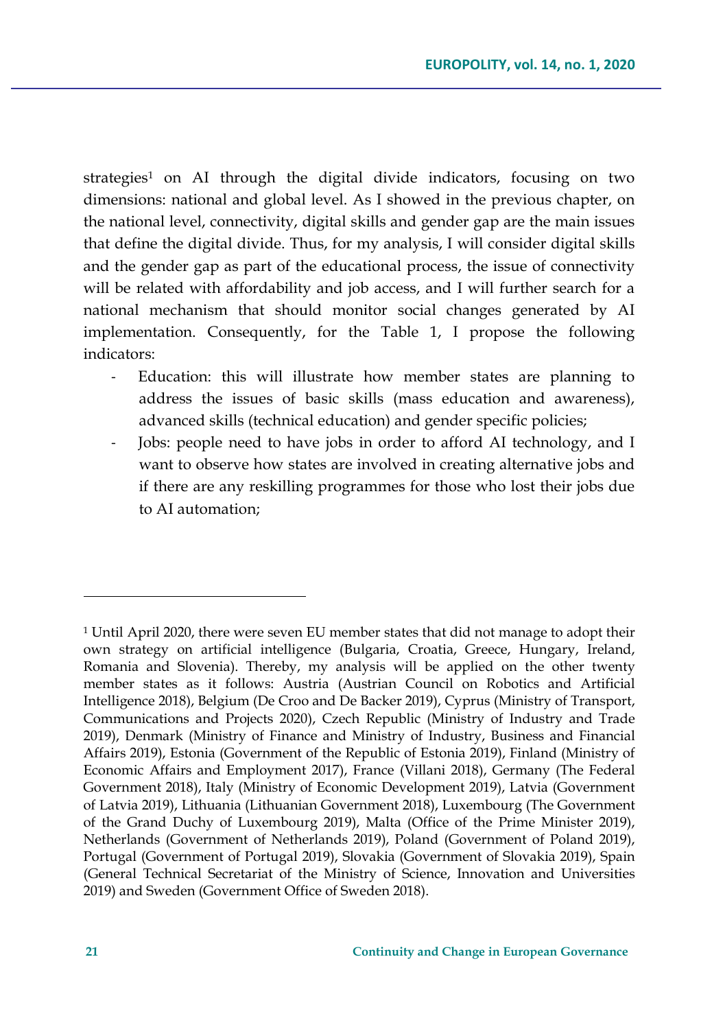strategies[1] on AI through the digital divide indicators, focusing on two dimensions: national and global level. As I showed in the previous chapter, on the national level, connectivity, digital skills and gender gap are the main issues that define the digital divide. Thus, for my analysis, I will consider digital skills and the gender gap as part of the educational process, the issue of connectivity will be related with affordability and job access, and I will further search for a national mechanism that should monitor social changes generated by AI implementation. Consequently, for the Table 1, I propose the following indicators:

- Education: this will illustrate how member states are planning to address the issues of basic skills (mass education and awareness), advanced skills (technical education) and gender specific policies;
- Jobs: people need to have jobs in order to afford AI technology, and I want to observe how states are involved in creating alternative jobs and if there are any reskilling programmes for those who lost their jobs due to AI automation;

---

[1] Until April 2020, there were seven EU member states that did not manage to adopt their own strategy on artificial intelligence (Bulgaria, Croatia, Greece, Hungary, Ireland, Romania and Slovenia). Thereby, my analysis will be applied on the other twenty member states as it follows: Austria (Austrian Council on Robotics and Artificial Intelligence 2018), Belgium (De Croo and De Backer 2019), Cyprus (Ministry of Transport, Communications and Projects 2020), Czech Republic (Ministry of Industry and Trade 2019), Denmark (Ministry of Finance and Ministry of Industry, Business and Financial Affairs 2019), Estonia (Government of the Republic of Estonia 2019), Finland (Ministry of Economic Affairs and Employment 2017), France (Villani 2018), Germany (The Federal Government 2018), Italy (Ministry of Economic Development 2019), Latvia (Government of Latvia 2019), Lithuania (Lithuanian Government 2018), Luxembourg (The Government of the Grand Duchy of Luxembourg 2019), Malta (Office of the Prime Minister 2019), Netherlands (Government of Netherlands 2019), Poland (Government of Poland 2019), Portugal (Government of Portugal 2019), Slovakia (Government of Slovakia 2019), Spain (General Technical Secretariat of the Ministry of Science, Innovation and Universities 2019) and Sweden (Government Office of Sweden 2018).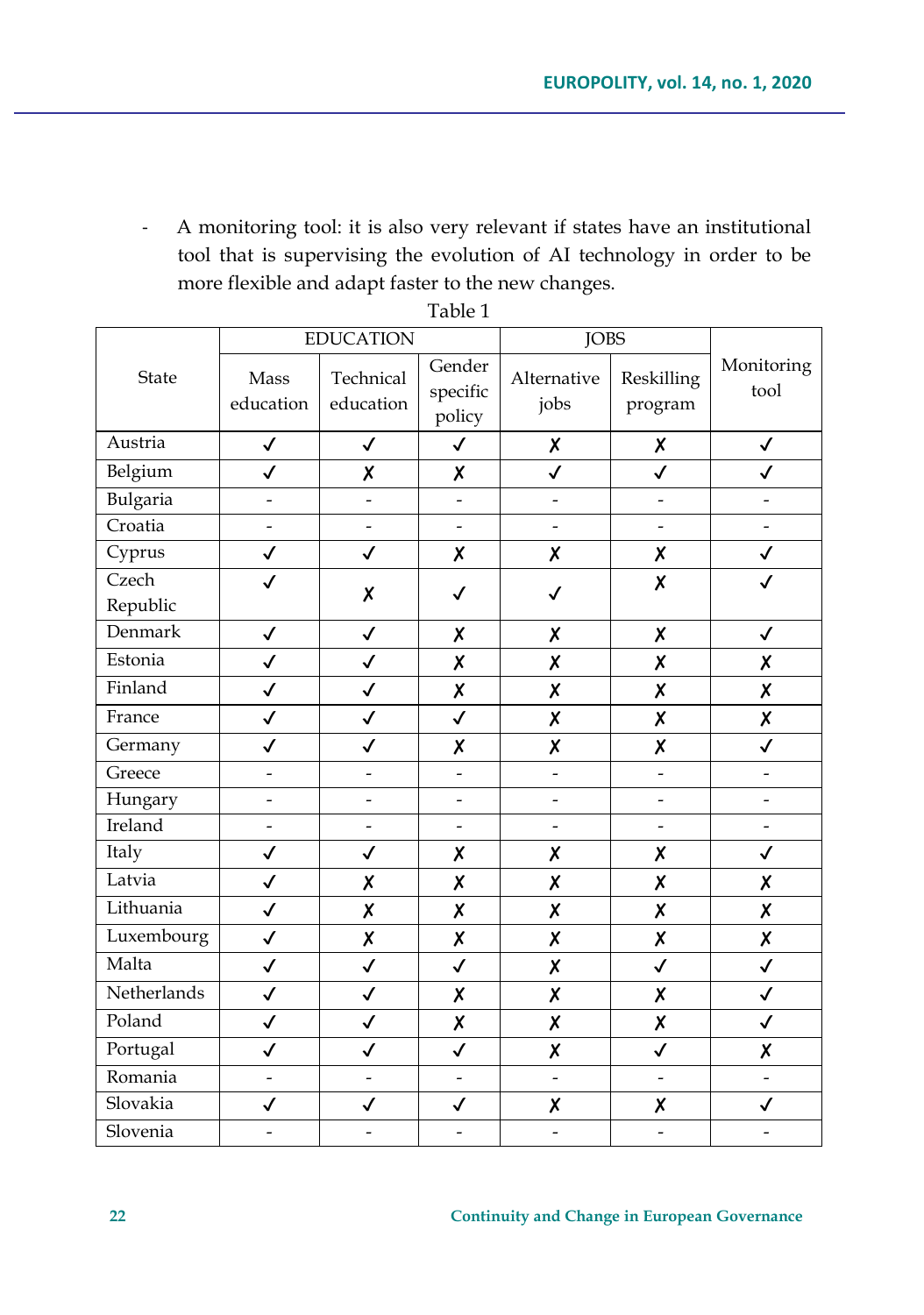- A monitoring tool: it is also very relevant if states have an institutional tool that is supervising the evolution of AI technology in order to be more flexible and adapt faster to the new changes.

Table 1

| State | EDUCATION | | | JOBS | | Monitoring tool |
|---|---|---|---|---|---|---|
| | Mass education | Technical education | Gender specific policy | Alternative jobs | Reskilling program | |
| Austria | ✓ | ✓ | ✓ | ✗ | ✗ | ✓ |
| Belgium | ✓ | ✗ | ✗ | ✓ | ✓ | ✓ |
| Bulgaria | - | - | - | - | - | - |
| Croatia | - | - | - | - | - | - |
| Cyprus | ✓ | ✓ | ✗ | ✗ | ✗ | ✓ |
| Czech Republic | ✓ | ✗ | ✓ | ✓ | ✗ | ✓ |
| Denmark | ✓ | ✓ | ✗ | ✗ | ✗ | ✓ |
| Estonia | ✓ | ✓ | ✗ | ✗ | ✗ | ✗ |
| Finland | ✓ | ✓ | ✗ | ✗ | ✗ | ✗ |
| France | ✓ | ✓ | ✓ | ✗ | ✗ | ✗ |
| Germany | ✓ | ✓ | ✗ | ✗ | ✗ | ✓ |
| Greece | - | - | - | - | - | - |
| Hungary | - | - | - | - | - | - |
| Ireland | - | - | - | - | - | - |
| Italy | ✓ | ✓ | ✗ | ✗ | ✗ | ✓ |
| Latvia | ✓ | ✗ | ✗ | ✗ | ✗ | ✗ |
| Lithuania | ✓ | ✗ | ✗ | ✗ | ✗ | ✗ |
| Luxembourg | ✓ | ✗ | ✗ | ✗ | ✗ | ✗ |
| Malta | ✓ | ✓ | ✓ | ✗ | ✓ | ✓ |
| Netherlands | ✓ | ✓ | ✗ | ✗ | ✗ | ✓ |
| Poland | ✓ | ✓ | ✗ | ✗ | ✗ | ✓ |
| Portugal | ✓ | ✓ | ✓ | ✗ | ✓ | ✗ |
| Romania | - | - | - | - | - | - |
| Slovakia | ✓ | ✓ | ✓ | ✗ | ✗ | ✓ |
| Slovenia | - | - | - | - | - | - |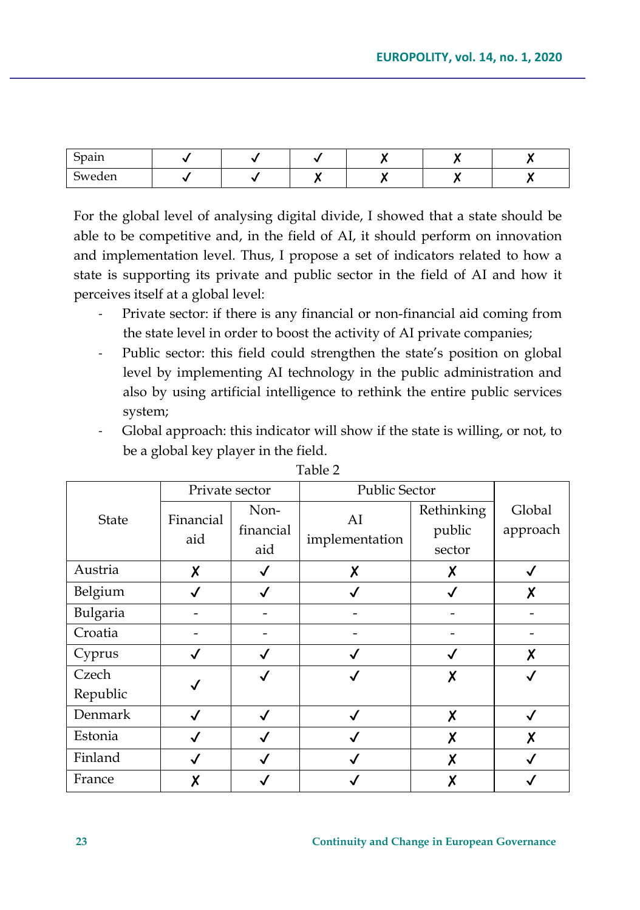| | | | | | | |
|---|---|---|---|---|---|---|
| Spain | ✓ | ✓ | ✓ | ✗ | ✗ | ✗ |
| Sweden | ✓ | ✓ | ✗ | ✗ | ✗ | ✗ |

For the global level of analysing digital divide, I showed that a state should be able to be competitive and, in the field of AI, it should perform on innovation and implementation level. Thus, I propose a set of indicators related to how a state is supporting its private and public sector in the field of AI and how it perceives itself at a global level:

- Private sector: if there is any financial or non-financial aid coming from the state level in order to boost the activity of AI private companies;
- Public sector: this field could strengthen the state's position on global level by implementing AI technology in the public administration and also by using artificial intelligence to rethink the entire public services system;
- Global approach: this indicator will show if the state is willing, or not, to be a global key player in the field.

Table 2

| State | Private sector | | Public Sector | | Global approach |
|---|---|---|---|---|---|
| | Financial aid | Non-financial aid | AI implementation | Rethinking public sector | |
| Austria | ✗ | ✓ | ✗ | ✗ | ✓ |
| Belgium | ✓ | ✓ | ✓ | ✓ | ✗ |
| Bulgaria | - | - | - | - | - |
| Croatia | - | - | - | - | - |
| Cyprus | ✓ | ✓ | ✓ | ✓ | ✗ |
| Czech Republic | ✓ | ✓ | ✓ | ✗ | ✓ |
| Denmark | ✓ | ✓ | ✓ | ✗ | ✓ |
| Estonia | ✓ | ✓ | ✓ | ✗ | ✗ |
| Finland | ✓ | ✓ | ✓ | ✗ | ✓ |
| France | ✗ | ✓ | ✓ | ✗ | ✓ |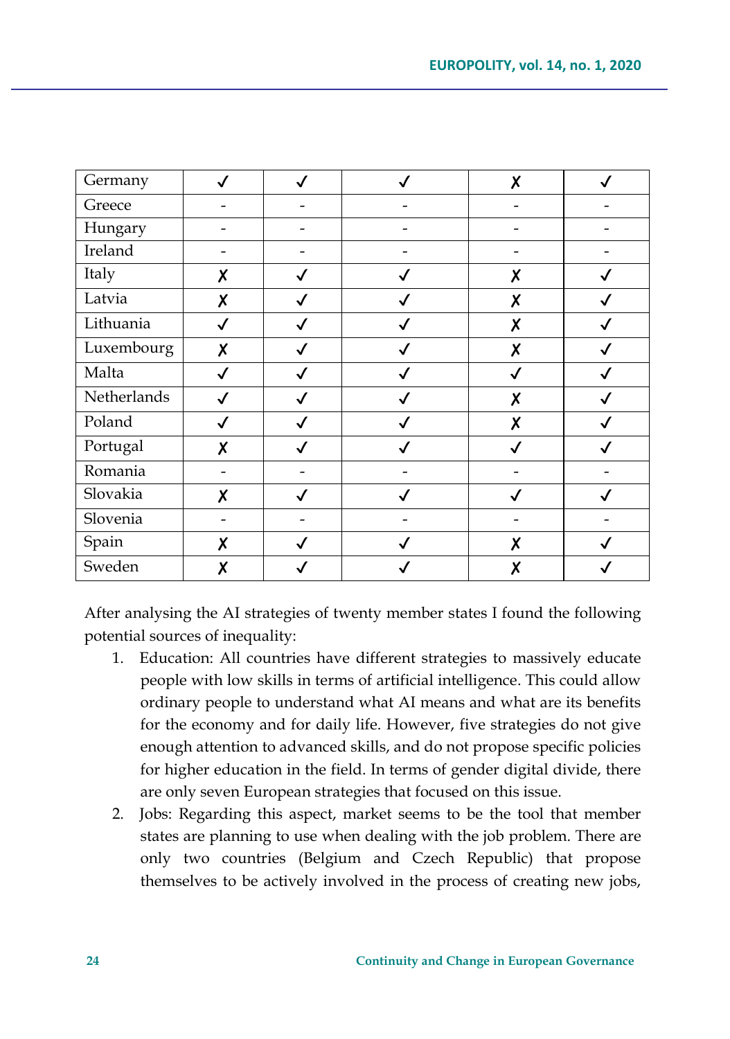| | | | | | |
|---|---|---|---|---|---|
| Germany | ✓ | ✓ | ✓ | ✗ | ✓ |
| Greece | - | - | - | - | - |
| Hungary | - | - | - | - | - |
| Ireland | - | - | - | - | - |
| Italy | ✗ | ✓ | ✓ | ✗ | ✓ |
| Latvia | ✗ | ✓ | ✓ | ✗ | ✓ |
| Lithuania | ✓ | ✓ | ✓ | ✗ | ✓ |
| Luxembourg | ✗ | ✓ | ✓ | ✗ | ✓ |
| Malta | ✓ | ✓ | ✓ | ✓ | ✓ |
| Netherlands | ✓ | ✓ | ✓ | ✗ | ✓ |
| Poland | ✓ | ✓ | ✓ | ✗ | ✓ |
| Portugal | ✗ | ✓ | ✓ | ✓ | ✓ |
| Romania | - | - | - | - | - |
| Slovakia | ✗ | ✓ | ✓ | ✓ | ✓ |
| Slovenia | - | - | - | - | - |
| Spain | ✗ | ✓ | ✓ | ✗ | ✓ |
| Sweden | ✗ | ✓ | ✓ | ✗ | ✓ |

After analysing the AI strategies of twenty member states I found the following potential sources of inequality:

1. Education: All countries have different strategies to massively educate people with low skills in terms of artificial intelligence. This could allow ordinary people to understand what AI means and what are its benefits for the economy and for daily life. However, five strategies do not give enough attention to advanced skills, and do not propose specific policies for higher education in the field. In terms of gender digital divide, there are only seven European strategies that focused on this issue.
2. Jobs: Regarding this aspect, market seems to be the tool that member states are planning to use when dealing with the job problem. There are only two countries (Belgium and Czech Republic) that propose themselves to be actively involved in the process of creating new jobs,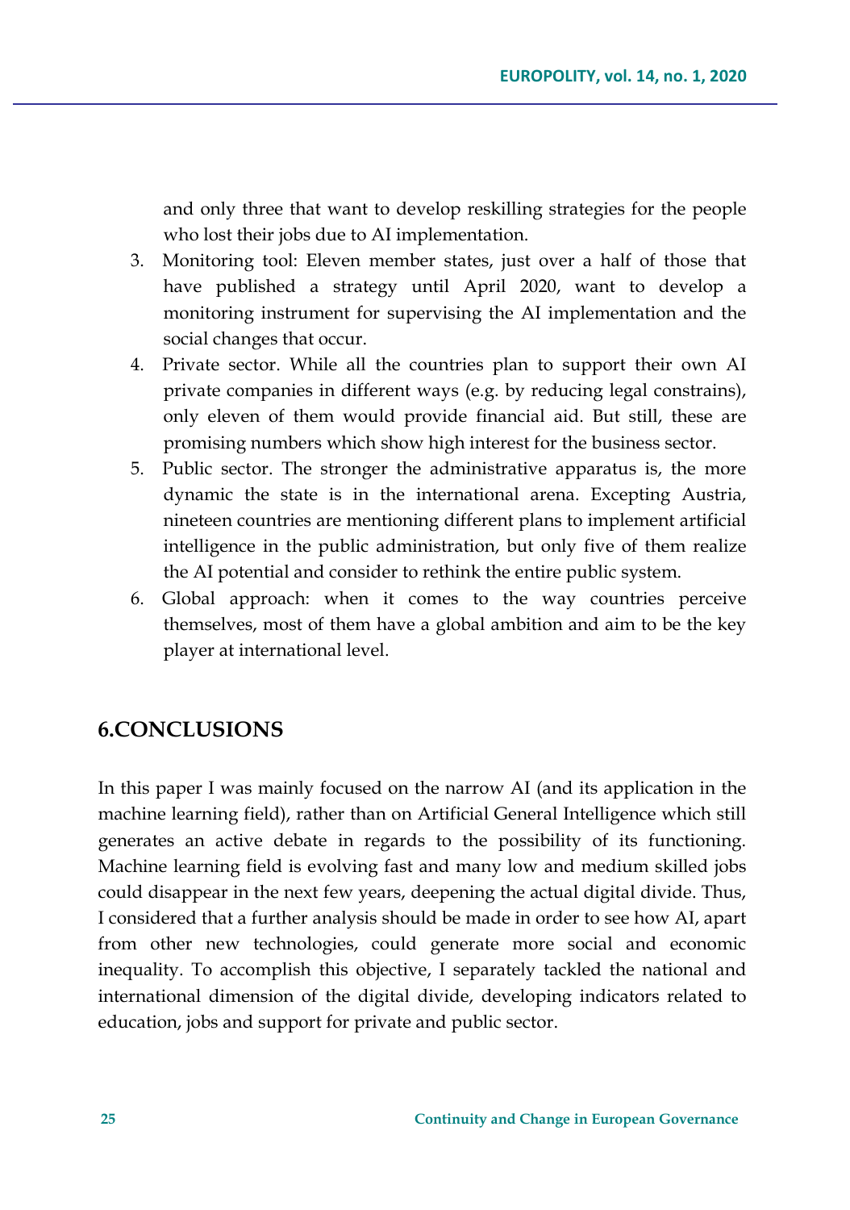and only three that want to develop reskilling strategies for the people who lost their jobs due to AI implementation.

3. Monitoring tool: Eleven member states, just over a half of those that have published a strategy until April 2020, want to develop a monitoring instrument for supervising the AI implementation and the social changes that occur.
4. Private sector. While all the countries plan to support their own AI private companies in different ways (e.g. by reducing legal constrains), only eleven of them would provide financial aid. But still, these are promising numbers which show high interest for the business sector.
5. Public sector. The stronger the administrative apparatus is, the more dynamic the state is in the international arena. Excepting Austria, nineteen countries are mentioning different plans to implement artificial intelligence in the public administration, but only five of them realize the AI potential and consider to rethink the entire public system.
6. Global approach: when it comes to the way countries perceive themselves, most of them have a global ambition and aim to be the key player at international level.

## 6.CONCLUSIONS

In this paper I was mainly focused on the narrow AI (and its application in the machine learning field), rather than on Artificial General Intelligence which still generates an active debate in regards to the possibility of its functioning. Machine learning field is evolving fast and many low and medium skilled jobs could disappear in the next few years, deepening the actual digital divide. Thus, I considered that a further analysis should be made in order to see how AI, apart from other new technologies, could generate more social and economic inequality. To accomplish this objective, I separately tackled the national and international dimension of the digital divide, developing indicators related to education, jobs and support for private and public sector.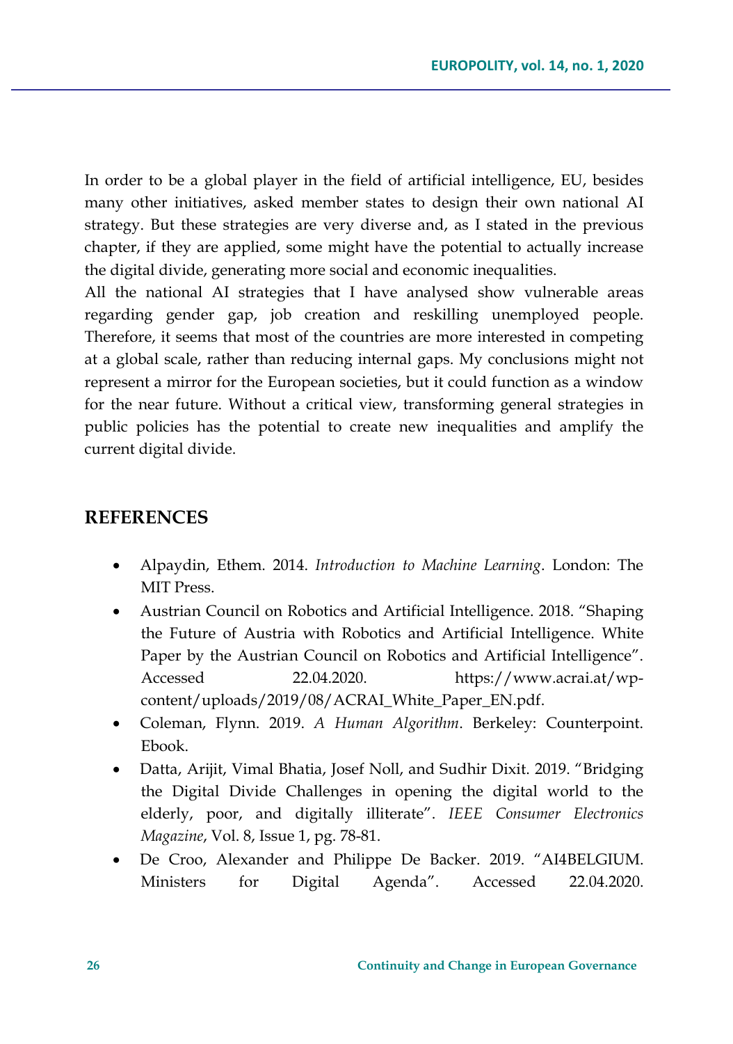In order to be a global player in the field of artificial intelligence, EU, besides many other initiatives, asked member states to design their own national AI strategy. But these strategies are very diverse and, as I stated in the previous chapter, if they are applied, some might have the potential to actually increase the digital divide, generating more social and economic inequalities.

All the national AI strategies that I have analysed show vulnerable areas regarding gender gap, job creation and reskilling unemployed people. Therefore, it seems that most of the countries are more interested in competing at a global scale, rather than reducing internal gaps. My conclusions might not represent a mirror for the European societies, but it could function as a window for the near future. Without a critical view, transforming general strategies in public policies has the potential to create new inequalities and amplify the current digital divide.

## REFERENCES

- Alpaydin, Ethem. 2014. *Introduction to Machine Learning*. London: The MIT Press.
- Austrian Council on Robotics and Artificial Intelligence. 2018. "Shaping the Future of Austria with Robotics and Artificial Intelligence. White Paper by the Austrian Council on Robotics and Artificial Intelligence". Accessed 22.04.2020. https://www.acrai.at/wp-content/uploads/2019/08/ACRAI_White_Paper_EN.pdf.
- Coleman, Flynn. 2019. *A Human Algorithm*. Berkeley: Counterpoint. Ebook.
- Datta, Arijit, Vimal Bhatia, Josef Noll, and Sudhir Dixit. 2019. "Bridging the Digital Divide Challenges in opening the digital world to the elderly, poor, and digitally illiterate". *IEEE Consumer Electronics Magazine*, Vol. 8, Issue 1, pg. 78-81.
- De Croo, Alexander and Philippe De Backer. 2019. "AI4BELGIUM. Ministers for Digital Agenda". Accessed 22.04.2020.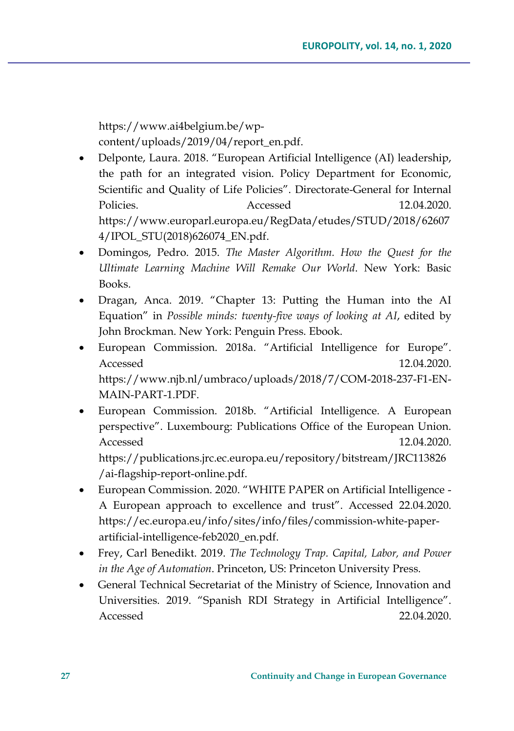https://www.ai4belgium.be/wp-content/uploads/2019/04/report_en.pdf.

- Delponte, Laura. 2018. "European Artificial Intelligence (AI) leadership, the path for an integrated vision. Policy Department for Economic, Scientific and Quality of Life Policies". Directorate-General for Internal Policies. Accessed 12.04.2020. https://www.europarl.europa.eu/RegData/etudes/STUD/2018/626074/IPOL_STU(2018)626074_EN.pdf.
- Domingos, Pedro. 2015. *The Master Algorithm. How the Quest for the Ultimate Learning Machine Will Remake Our World*. New York: Basic Books.
- Dragan, Anca. 2019. "Chapter 13: Putting the Human into the AI Equation" in *Possible minds: twenty-five ways of looking at AI*, edited by John Brockman. New York: Penguin Press. Ebook.
- European Commission. 2018a. "Artificial Intelligence for Europe". Accessed 12.04.2020. https://www.njb.nl/umbraco/uploads/2018/7/COM-2018-237-F1-EN-MAIN-PART-1.PDF.
- European Commission. 2018b. "Artificial Intelligence. A European perspective". Luxembourg: Publications Office of the European Union. Accessed 12.04.2020. https://publications.jrc.ec.europa.eu/repository/bitstream/JRC113826/ai-flagship-report-online.pdf.
- European Commission. 2020. "WHITE PAPER on Artificial Intelligence - A European approach to excellence and trust". Accessed 22.04.2020. https://ec.europa.eu/info/sites/info/files/commission-white-paper-artificial-intelligence-feb2020_en.pdf.
- Frey, Carl Benedikt. 2019. *The Technology Trap. Capital, Labor, and Power in the Age of Automation*. Princeton, US: Princeton University Press.
- General Technical Secretariat of the Ministry of Science, Innovation and Universities. 2019. "Spanish RDI Strategy in Artificial Intelligence". Accessed 22.04.2020.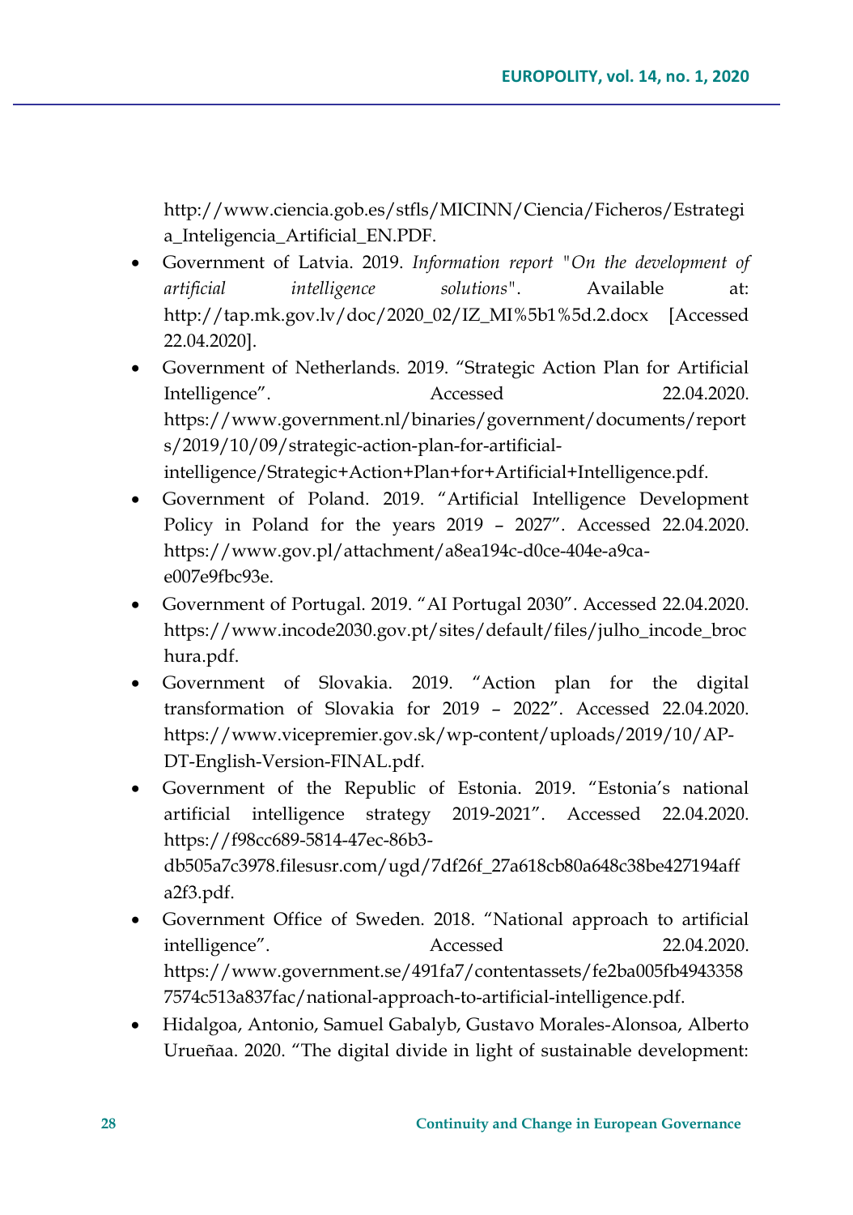http://www.ciencia.gob.es/stfls/MICINN/Ciencia/Ficheros/Estrategia_Inteligencia_Artificial_EN.PDF.

- Government of Latvia. 2019. *Information report "On the development of artificial intelligence solutions"*. Available at: http://tap.mk.gov.lv/doc/2020_02/IZ_MI%5b1%5d.2.docx [Accessed 22.04.2020].
- Government of Netherlands. 2019. "Strategic Action Plan for Artificial Intelligence". Accessed 22.04.2020. https://www.government.nl/binaries/government/documents/reports/2019/10/09/strategic-action-plan-for-artificial-intelligence/Strategic+Action+Plan+for+Artificial+Intelligence.pdf.
- Government of Poland. 2019. "Artificial Intelligence Development Policy in Poland for the years 2019 – 2027". Accessed 22.04.2020. https://www.gov.pl/attachment/a8ea194c-d0ce-404e-a9ca-e007e9fbc93e.
- Government of Portugal. 2019. "AI Portugal 2030". Accessed 22.04.2020. https://www.incode2030.gov.pt/sites/default/files/julho_incode_brochura.pdf.
- Government of Slovakia. 2019. "Action plan for the digital transformation of Slovakia for 2019 – 2022". Accessed 22.04.2020. https://www.vicepremier.gov.sk/wp-content/uploads/2019/10/AP-DT-English-Version-FINAL.pdf.
- Government of the Republic of Estonia. 2019. "Estonia's national artificial intelligence strategy 2019-2021". Accessed 22.04.2020. https://f98cc689-5814-47ec-86b3-db505a7c3978.filesusr.com/ugd/7df26f_27a618cb80a648c38be427194affa2f3.pdf.
- Government Office of Sweden. 2018. "National approach to artificial intelligence". Accessed 22.04.2020. https://www.government.se/491fa7/contentassets/fe2ba005fb49433587574c513a837fac/national-approach-to-artificial-intelligence.pdf.
- Hidalgoa, Antonio, Samuel Gabalyb, Gustavo Morales-Alonsoa, Alberto Urueñaa. 2020. "The digital divide in light of sustainable development: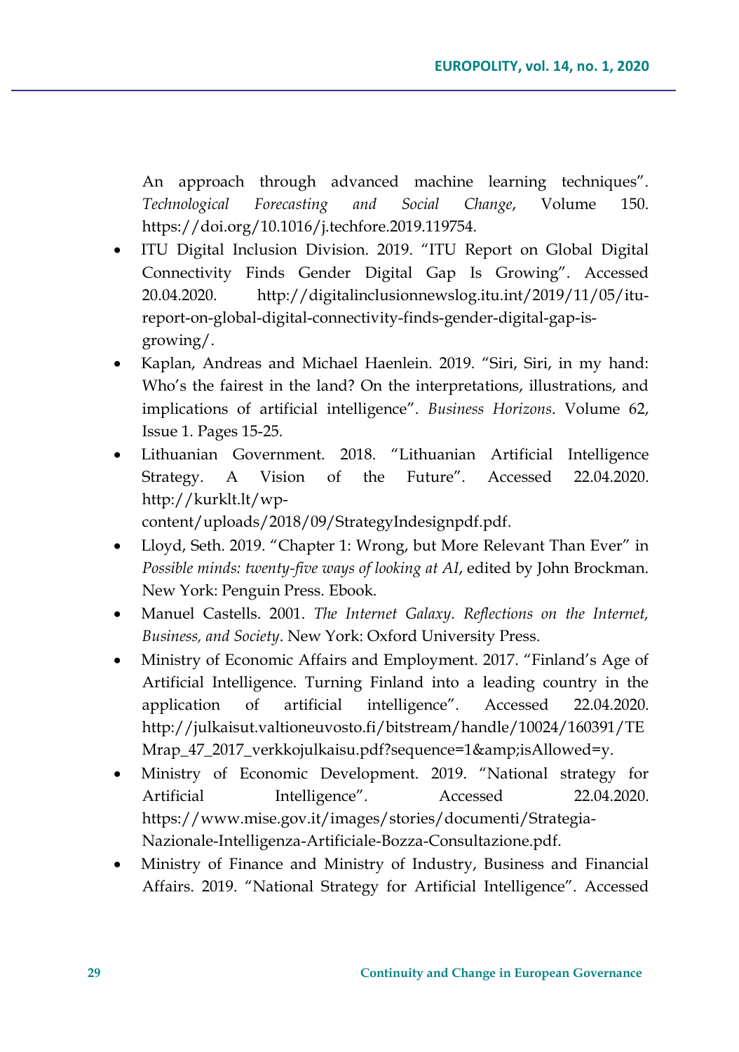An approach through advanced machine learning techniques". *Technological Forecasting and Social Change*, Volume 150. https://doi.org/10.1016/j.techfore.2019.119754.

- ITU Digital Inclusion Division. 2019. "ITU Report on Global Digital Connectivity Finds Gender Digital Gap Is Growing". Accessed 20.04.2020. http://digitalinclusionnewslog.itu.int/2019/11/05/itu-report-on-global-digital-connectivity-finds-gender-digital-gap-is-growing/.
- Kaplan, Andreas and Michael Haenlein. 2019. "Siri, Siri, in my hand: Who's the fairest in the land? On the interpretations, illustrations, and implications of artificial intelligence". *Business Horizons*. Volume 62, Issue 1. Pages 15-25.
- Lithuanian Government. 2018. "Lithuanian Artificial Intelligence Strategy. A Vision of the Future". Accessed 22.04.2020. http://kurklt.lt/wp-content/uploads/2018/09/StrategyIndesignpdf.pdf.
- Lloyd, Seth. 2019. "Chapter 1: Wrong, but More Relevant Than Ever" in *Possible minds: twenty-five ways of looking at AI*, edited by John Brockman. New York: Penguin Press. Ebook.
- Manuel Castells. 2001. *The Internet Galaxy. Reflections on the Internet, Business, and Society*. New York: Oxford University Press.
- Ministry of Economic Affairs and Employment. 2017. "Finland's Age of Artificial Intelligence. Turning Finland into a leading country in the application of artificial intelligence". Accessed 22.04.2020. http://julkaisut.valtioneuvosto.fi/bitstream/handle/10024/160391/TEMrap_47_2017_verkkojulkaisu.pdf?sequence=1&amp;isAllowed=y.
- Ministry of Economic Development. 2019. "National strategy for Artificial Intelligence". Accessed 22.04.2020. https://www.mise.gov.it/images/stories/documenti/Strategia-Nazionale-Intelligenza-Artificiale-Bozza-Consultazione.pdf.
- Ministry of Finance and Ministry of Industry, Business and Financial Affairs. 2019. "National Strategy for Artificial Intelligence". Accessed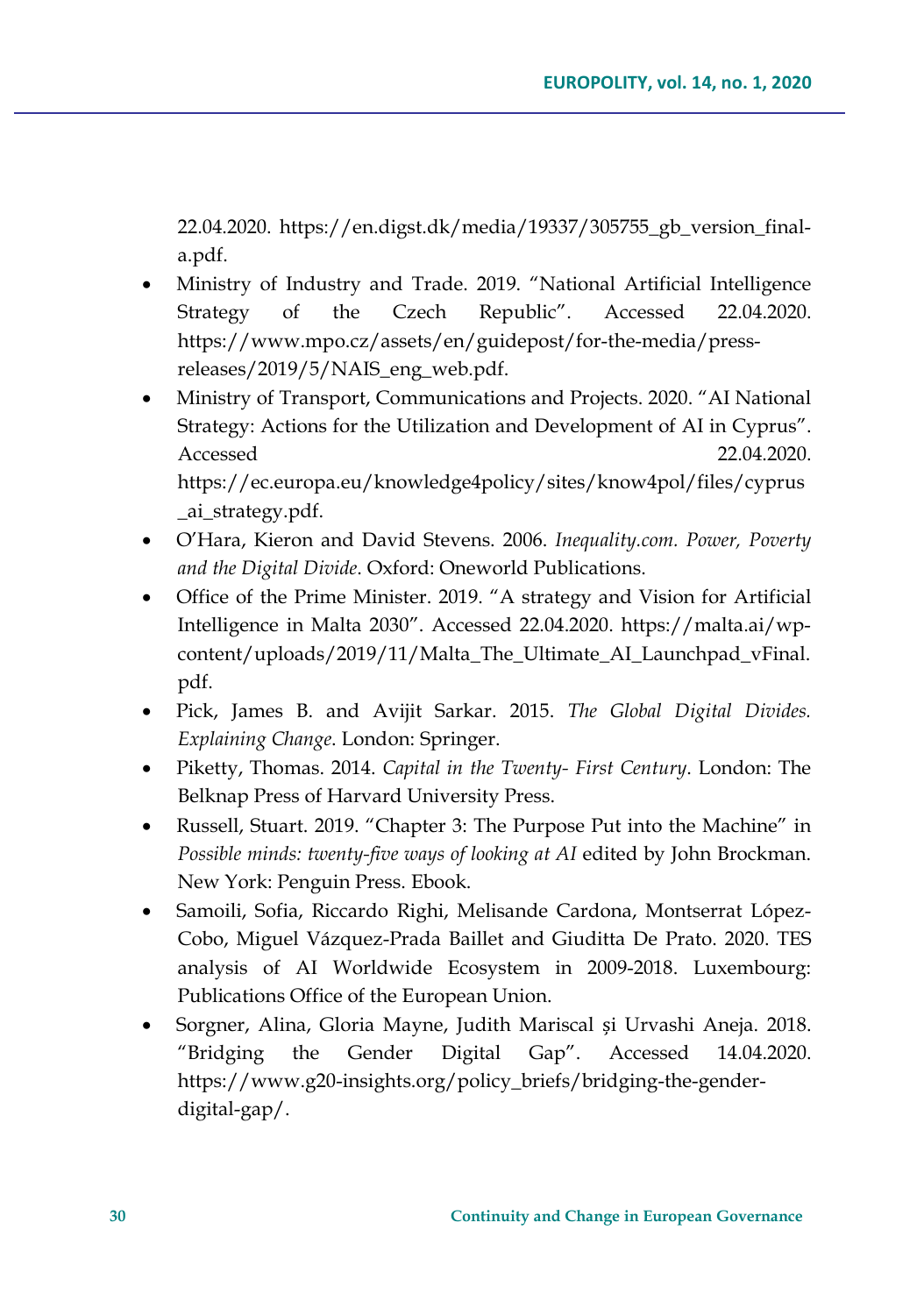22.04.2020. https://en.digst.dk/media/19337/305755_gb_version_final-a.pdf.

- Ministry of Industry and Trade. 2019. "National Artificial Intelligence Strategy of the Czech Republic". Accessed 22.04.2020. https://www.mpo.cz/assets/en/guidepost/for-the-media/press-releases/2019/5/NAIS_eng_web.pdf.
- Ministry of Transport, Communications and Projects. 2020. "AI National Strategy: Actions for the Utilization and Development of AI in Cyprus". Accessed 22.04.2020. https://ec.europa.eu/knowledge4policy/sites/know4pol/files/cyprus_ai_strategy.pdf.
- O'Hara, Kieron and David Stevens. 2006. *Inequality.com. Power, Poverty and the Digital Divide*. Oxford: Oneworld Publications.
- Office of the Prime Minister. 2019. "A strategy and Vision for Artificial Intelligence in Malta 2030". Accessed 22.04.2020. https://malta.ai/wp-content/uploads/2019/11/Malta_The_Ultimate_AI_Launchpad_vFinal.pdf.
- Pick, James B. and Avijit Sarkar. 2015. *The Global Digital Divides. Explaining Change*. London: Springer.
- Piketty, Thomas. 2014. *Capital in the Twenty- First Century*. London: The Belknap Press of Harvard University Press.
- Russell, Stuart. 2019. "Chapter 3: The Purpose Put into the Machine" in *Possible minds: twenty-five ways of looking at AI* edited by John Brockman. New York: Penguin Press. Ebook.
- Samoili, Sofia, Riccardo Righi, Melisande Cardona, Montserrat López-Cobo, Miguel Vázquez-Prada Baillet and Giuditta De Prato. 2020. TES analysis of AI Worldwide Ecosystem in 2009-2018. Luxembourg: Publications Office of the European Union.
- Sorgner, Alina, Gloria Mayne, Judith Mariscal și Urvashi Aneja. 2018. "Bridging the Gender Digital Gap". Accessed 14.04.2020. https://www.g20-insights.org/policy_briefs/bridging-the-gender-digital-gap/.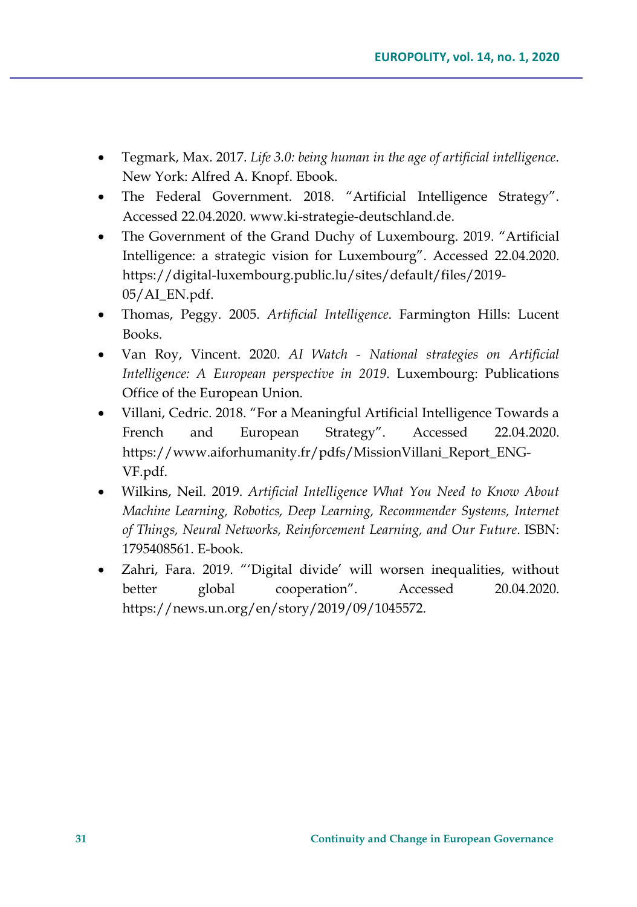- Tegmark, Max. 2017. *Life 3.0: being human in the age of artificial intelligence*. New York: Alfred A. Knopf. Ebook.
- The Federal Government. 2018. "Artificial Intelligence Strategy". Accessed 22.04.2020. www.ki-strategie-deutschland.de.
- The Government of the Grand Duchy of Luxembourg. 2019. "Artificial Intelligence: a strategic vision for Luxembourg". Accessed 22.04.2020. https://digital-luxembourg.public.lu/sites/default/files/2019-05/AI_EN.pdf.
- Thomas, Peggy. 2005. *Artificial Intelligence*. Farmington Hills: Lucent Books.
- Van Roy, Vincent. 2020. *AI Watch - National strategies on Artificial Intelligence: A European perspective in 2019*. Luxembourg: Publications Office of the European Union.
- Villani, Cedric. 2018. "For a Meaningful Artificial Intelligence Towards a French and European Strategy". Accessed 22.04.2020. https://www.aiforhumanity.fr/pdfs/MissionVillani_Report_ENG-VF.pdf.
- Wilkins, Neil. 2019. *Artificial Intelligence What You Need to Know About Machine Learning, Robotics, Deep Learning, Recommender Systems, Internet of Things, Neural Networks, Reinforcement Learning, and Our Future*. ISBN: 1795408561. E-book.
- Zahri, Fara. 2019. "'Digital divide' will worsen inequalities, without better global cooperation". Accessed 20.04.2020. https://news.un.org/en/story/2019/09/1045572.